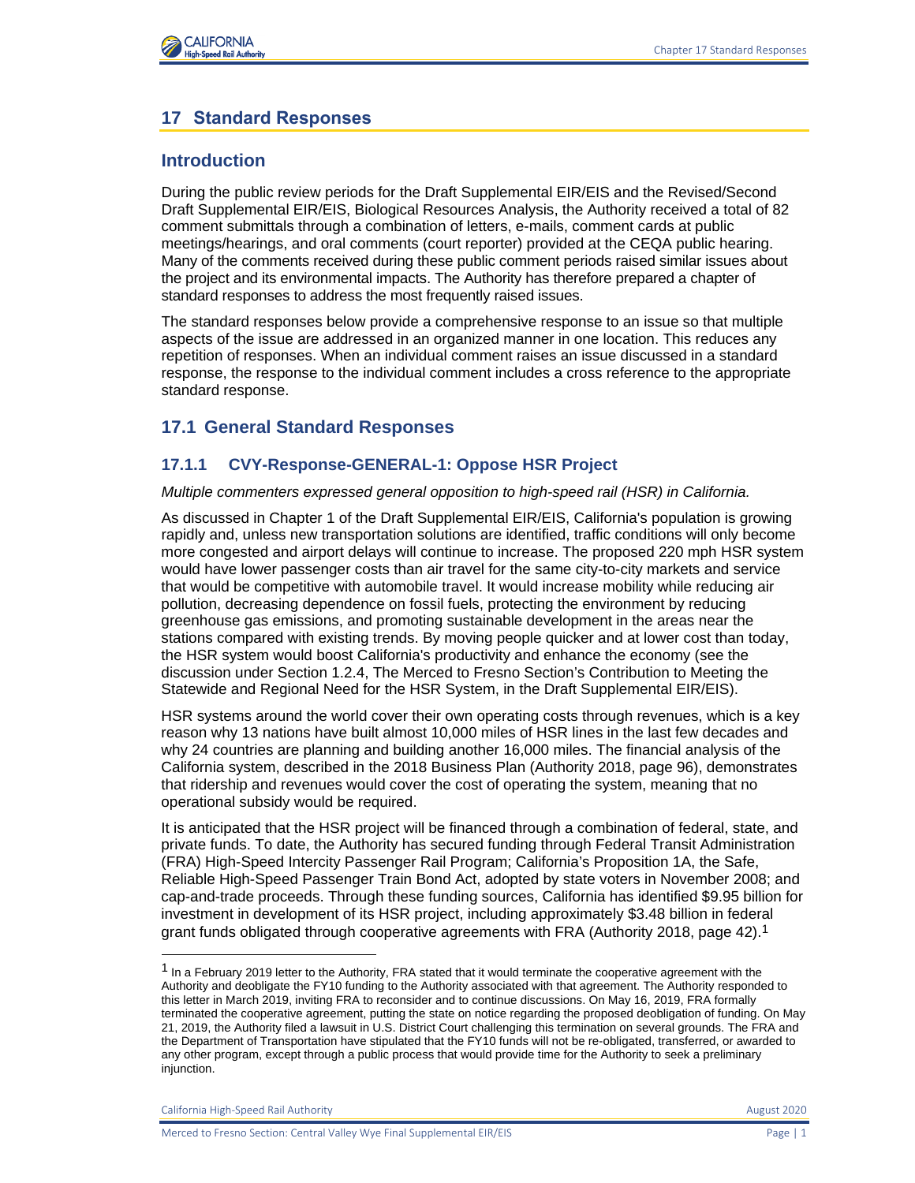# 17 Standard Responses

## Introduction

During the public review periods for the Draft Supplemental EIR/EIS and the Revised/Second Draft Supplemental EIR/EIS, Biological Resources Analysis, the Authority received a total of 82 comment submittals through a combination of letters, e-mails, comment cards at public meetings/hearings, and oral comments (court reporter) provided at the CEQA public hearing. Many of the comments received during these public comment periods raised similar issues about the project and its environmental impacts. The Authority has therefore prepared a chapter of standard responses to address the most frequently raised issues.

The standard responses below provide a comprehensive response to an issue so that multiple aspects of the issue are addressed in an organized manner in one location. This reduces any repetition of responses. When an individual comment raises an issue discussed in a standard response, the response to the individual comment includes a cross reference to the appropriate standard response.

## 17.1 General Standard Responses

### 17.1.1 CVY-Response-GENERAL-1: Oppose HSR Project

*Multiple commenters expressed general opposition to high-speed rail (HSR) in California.*

As discussed in Chapter 1 of the Draft Supplemental EIR/EIS, California's population is growing rapidly and, unless new transportation solutions are identified, traffic conditions will only become more congested and airport delays will continue to increase. The proposed 220 mph HSR system would have lower passenger costs than air travel for the same city-to-city markets and service that would be competitive with automobile travel. It would increase mobility while reducing air pollution, decreasing dependence on fossil fuels, protecting the environment by reducing greenhouse gas emissions, and promoting sustainable development in the areas near the stations compared with existing trends. By moving people quicker and at lower cost than today, the HSR system would boost California's productivity and enhance the economy (see the discussion under Section 1.2.4, The Merced to Fresno Section's Contribution to Meeting the Statewide and Regional Need for the HSR System, in the Draft Supplemental EIR/EIS).

HSR systems around the world cover their own operating costs through revenues, which is a key reason why 13 nations have built almost 10,000 miles of HSR lines in the last few decades and why 24 countries are planning and building another 16,000 miles. The financial analysis of the California system, described in the 2018 Business Plan (Authority 2018, page 96), demonstrates that ridership and revenues would cover the cost of operating the system, meaning that no operational subsidy would be required.

It is anticipated that the HSR project will be financed through a combination of federal, state, and private funds. To date, the Authority has secured funding through Federal Transit Administration (FRA) High-Speed Intercity Passenger Rail Program; California's Proposition 1A, the Safe, Reliable High-Speed Passenger Train Bond Act, adopted by state voters in November 2008; and cap-and-trade proceeds. Through these funding sources, California has identified $9.95 billion for investment in development of its HSR project, including approximately $3.48 billion in federal grant funds obligated through cooperative agreements with FRA (Authority 2018, page 42).[1]

[1] In a February 2019 letter to the Authority, FRA stated that it would terminate the cooperative agreement with the Authority and deobligate the FY10 funding to the Authority associated with that agreement. The Authority responded to this letter in March 2019, inviting FRA to reconsider and to continue discussions. On May 16, 2019, FRA formally terminated the cooperative agreement, putting the state on notice regarding the proposed deobligation of funding. On May 21, 2019, the Authority filed a lawsuit in U.S. District Court challenging this termination on several grounds. The FRA and the Department of Transportation have stipulated that the FY10 funds will not be re-obligated, transferred, or awarded to any other program, except through a public process that would provide time for the Authority to seek a preliminary injunction.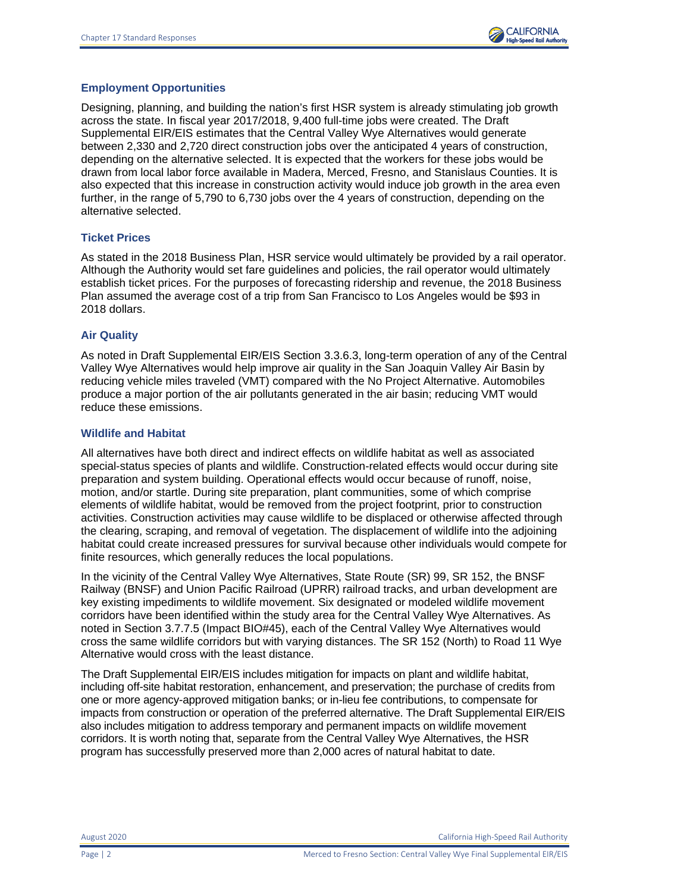### Employment Opportunities

Designing, planning, and building the nation's first HSR system is already stimulating job growth across the state. In fiscal year 2017/2018, 9,400 full-time jobs were created. The Draft Supplemental EIR/EIS estimates that the Central Valley Wye Alternatives would generate between 2,330 and 2,720 direct construction jobs over the anticipated 4 years of construction, depending on the alternative selected. It is expected that the workers for these jobs would be drawn from local labor force available in Madera, Merced, Fresno, and Stanislaus Counties. It is also expected that this increase in construction activity would induce job growth in the area even further, in the range of 5,790 to 6,730 jobs over the 4 years of construction, depending on the alternative selected.

### Ticket Prices

As stated in the 2018 Business Plan, HSR service would ultimately be provided by a rail operator. Although the Authority would set fare guidelines and policies, the rail operator would ultimately establish ticket prices. For the purposes of forecasting ridership and revenue, the 2018 Business Plan assumed the average cost of a trip from San Francisco to Los Angeles would be $93 in 2018 dollars.

### Air Quality

As noted in Draft Supplemental EIR/EIS Section 3.3.6.3, long-term operation of any of the Central Valley Wye Alternatives would help improve air quality in the San Joaquin Valley Air Basin by reducing vehicle miles traveled (VMT) compared with the No Project Alternative. Automobiles produce a major portion of the air pollutants generated in the air basin; reducing VMT would reduce these emissions.

### Wildlife and Habitat

All alternatives have both direct and indirect effects on wildlife habitat as well as associated special-status species of plants and wildlife. Construction-related effects would occur during site preparation and system building. Operational effects would occur because of runoff, noise, motion, and/or startle. During site preparation, plant communities, some of which comprise elements of wildlife habitat, would be removed from the project footprint, prior to construction activities. Construction activities may cause wildlife to be displaced or otherwise affected through the clearing, scraping, and removal of vegetation. The displacement of wildlife into the adjoining habitat could create increased pressures for survival because other individuals would compete for finite resources, which generally reduces the local populations.

In the vicinity of the Central Valley Wye Alternatives, State Route (SR) 99, SR 152, the BNSF Railway (BNSF) and Union Pacific Railroad (UPRR) railroad tracks, and urban development are key existing impediments to wildlife movement. Six designated or modeled wildlife movement corridors have been identified within the study area for the Central Valley Wye Alternatives. As noted in Section 3.7.7.5 (Impact BIO#45), each of the Central Valley Wye Alternatives would cross the same wildlife corridors but with varying distances. The SR 152 (North) to Road 11 Wye Alternative would cross with the least distance.

The Draft Supplemental EIR/EIS includes mitigation for impacts on plant and wildlife habitat, including off-site habitat restoration, enhancement, and preservation; the purchase of credits from one or more agency-approved mitigation banks; or in-lieu fee contributions, to compensate for impacts from construction or operation of the preferred alternative. The Draft Supplemental EIR/EIS also includes mitigation to address temporary and permanent impacts on wildlife movement corridors. It is worth noting that, separate from the Central Valley Wye Alternatives, the HSR program has successfully preserved more than 2,000 acres of natural habitat to date.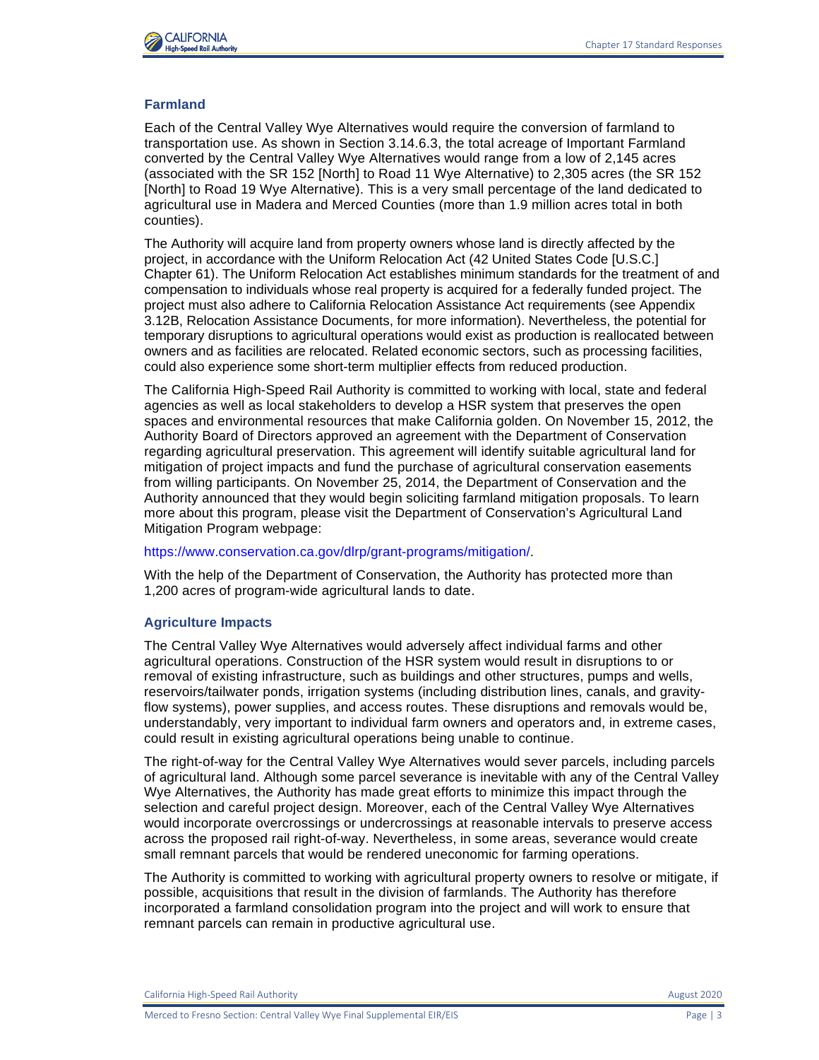### Farmland

Each of the Central Valley Wye Alternatives would require the conversion of farmland to transportation use. As shown in Section 3.14.6.3, the total acreage of Important Farmland converted by the Central Valley Wye Alternatives would range from a low of 2,145 acres (associated with the SR 152 [North] to Road 11 Wye Alternative) to 2,305 acres (the SR 152 [North] to Road 19 Wye Alternative). This is a very small percentage of the land dedicated to agricultural use in Madera and Merced Counties (more than 1.9 million acres total in both counties).

The Authority will acquire land from property owners whose land is directly affected by the project, in accordance with the Uniform Relocation Act (42 United States Code [U.S.C.] Chapter 61). The Uniform Relocation Act establishes minimum standards for the treatment of and compensation to individuals whose real property is acquired for a federally funded project. The project must also adhere to California Relocation Assistance Act requirements (see Appendix 3.12B, Relocation Assistance Documents, for more information). Nevertheless, the potential for temporary disruptions to agricultural operations would exist as production is reallocated between owners and as facilities are relocated. Related economic sectors, such as processing facilities, could also experience some short-term multiplier effects from reduced production.

The California High-Speed Rail Authority is committed to working with local, state and federal agencies as well as local stakeholders to develop a HSR system that preserves the open spaces and environmental resources that make California golden. On November 15, 2012, the Authority Board of Directors approved an agreement with the Department of Conservation regarding agricultural preservation. This agreement will identify suitable agricultural land for mitigation of project impacts and fund the purchase of agricultural conservation easements from willing participants. On November 25, 2014, the Department of Conservation and the Authority announced that they would begin soliciting farmland mitigation proposals. To learn more about this program, please visit the Department of Conservation's Agricultural Land Mitigation Program webpage:

https://www.conservation.ca.gov/dlrp/grant-programs/mitigation/.

With the help of the Department of Conservation, the Authority has protected more than 1,200 acres of program-wide agricultural lands to date.

### Agriculture Impacts

The Central Valley Wye Alternatives would adversely affect individual farms and other agricultural operations. Construction of the HSR system would result in disruptions to or removal of existing infrastructure, such as buildings and other structures, pumps and wells, reservoirs/tailwater ponds, irrigation systems (including distribution lines, canals, and gravity-flow systems), power supplies, and access routes. These disruptions and removals would be, understandably, very important to individual farm owners and operators and, in extreme cases, could result in existing agricultural operations being unable to continue.

The right-of-way for the Central Valley Wye Alternatives would sever parcels, including parcels of agricultural land. Although some parcel severance is inevitable with any of the Central Valley Wye Alternatives, the Authority has made great efforts to minimize this impact through the selection and careful project design. Moreover, each of the Central Valley Wye Alternatives would incorporate overcrossings or undercrossings at reasonable intervals to preserve access across the proposed rail right-of-way. Nevertheless, in some areas, severance would create small remnant parcels that would be rendered uneconomic for farming operations.

The Authority is committed to working with agricultural property owners to resolve or mitigate, if possible, acquisitions that result in the division of farmlands. The Authority has therefore incorporated a farmland consolidation program into the project and will work to ensure that remnant parcels can remain in productive agricultural use.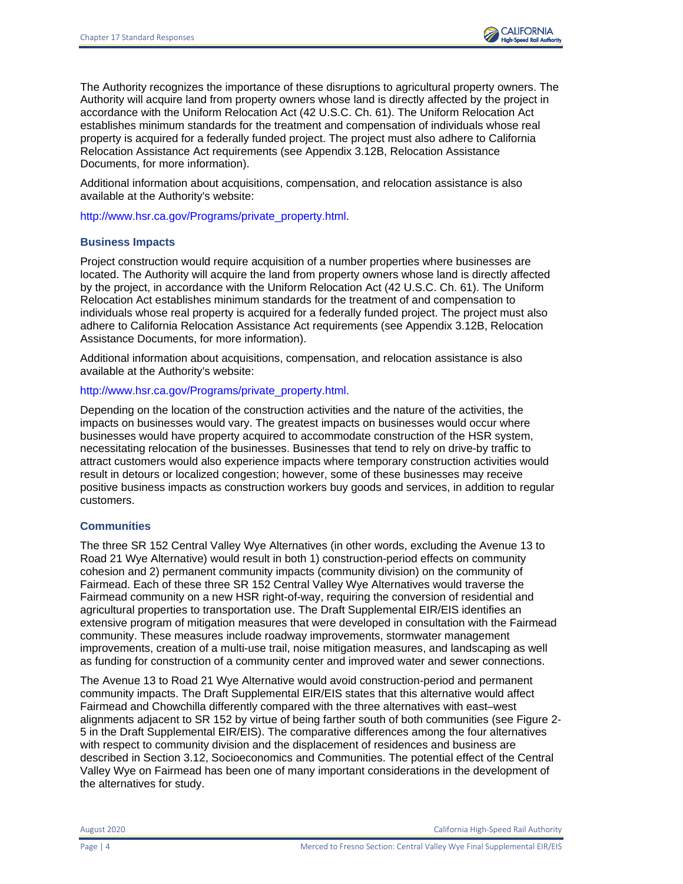The Authority recognizes the importance of these disruptions to agricultural property owners. The Authority will acquire land from property owners whose land is directly affected by the project in accordance with the Uniform Relocation Act (42 U.S.C. Ch. 61). The Uniform Relocation Act establishes minimum standards for the treatment and compensation of individuals whose real property is acquired for a federally funded project. The project must also adhere to California Relocation Assistance Act requirements (see Appendix 3.12B, Relocation Assistance Documents, for more information).

Additional information about acquisitions, compensation, and relocation assistance is also available at the Authority's website:

http://www.hsr.ca.gov/Programs/private_property.html.

### Business Impacts

Project construction would require acquisition of a number properties where businesses are located. The Authority will acquire the land from property owners whose land is directly affected by the project, in accordance with the Uniform Relocation Act (42 U.S.C. Ch. 61). The Uniform Relocation Act establishes minimum standards for the treatment of and compensation to individuals whose real property is acquired for a federally funded project. The project must also adhere to California Relocation Assistance Act requirements (see Appendix 3.12B, Relocation Assistance Documents, for more information).

Additional information about acquisitions, compensation, and relocation assistance is also available at the Authority's website:

http://www.hsr.ca.gov/Programs/private_property.html.

Depending on the location of the construction activities and the nature of the activities, the impacts on businesses would vary. The greatest impacts on businesses would occur where businesses would have property acquired to accommodate construction of the HSR system, necessitating relocation of the businesses. Businesses that tend to rely on drive-by traffic to attract customers would also experience impacts where temporary construction activities would result in detours or localized congestion; however, some of these businesses may receive positive business impacts as construction workers buy goods and services, in addition to regular customers.

### Communities

The three SR 152 Central Valley Wye Alternatives (in other words, excluding the Avenue 13 to Road 21 Wye Alternative) would result in both 1) construction-period effects on community cohesion and 2) permanent community impacts (community division) on the community of Fairmead. Each of these three SR 152 Central Valley Wye Alternatives would traverse the Fairmead community on a new HSR right-of-way, requiring the conversion of residential and agricultural properties to transportation use. The Draft Supplemental EIR/EIS identifies an extensive program of mitigation measures that were developed in consultation with the Fairmead community. These measures include roadway improvements, stormwater management improvements, creation of a multi-use trail, noise mitigation measures, and landscaping as well as funding for construction of a community center and improved water and sewer connections.

The Avenue 13 to Road 21 Wye Alternative would avoid construction-period and permanent community impacts. The Draft Supplemental EIR/EIS states that this alternative would affect Fairmead and Chowchilla differently compared with the three alternatives with east–west alignments adjacent to SR 152 by virtue of being farther south of both communities (see Figure 2-5 in the Draft Supplemental EIR/EIS). The comparative differences among the four alternatives with respect to community division and the displacement of residences and business are described in Section 3.12, Socioeconomics and Communities. The potential effect of the Central Valley Wye on Fairmead has been one of many important considerations in the development of the alternatives for study.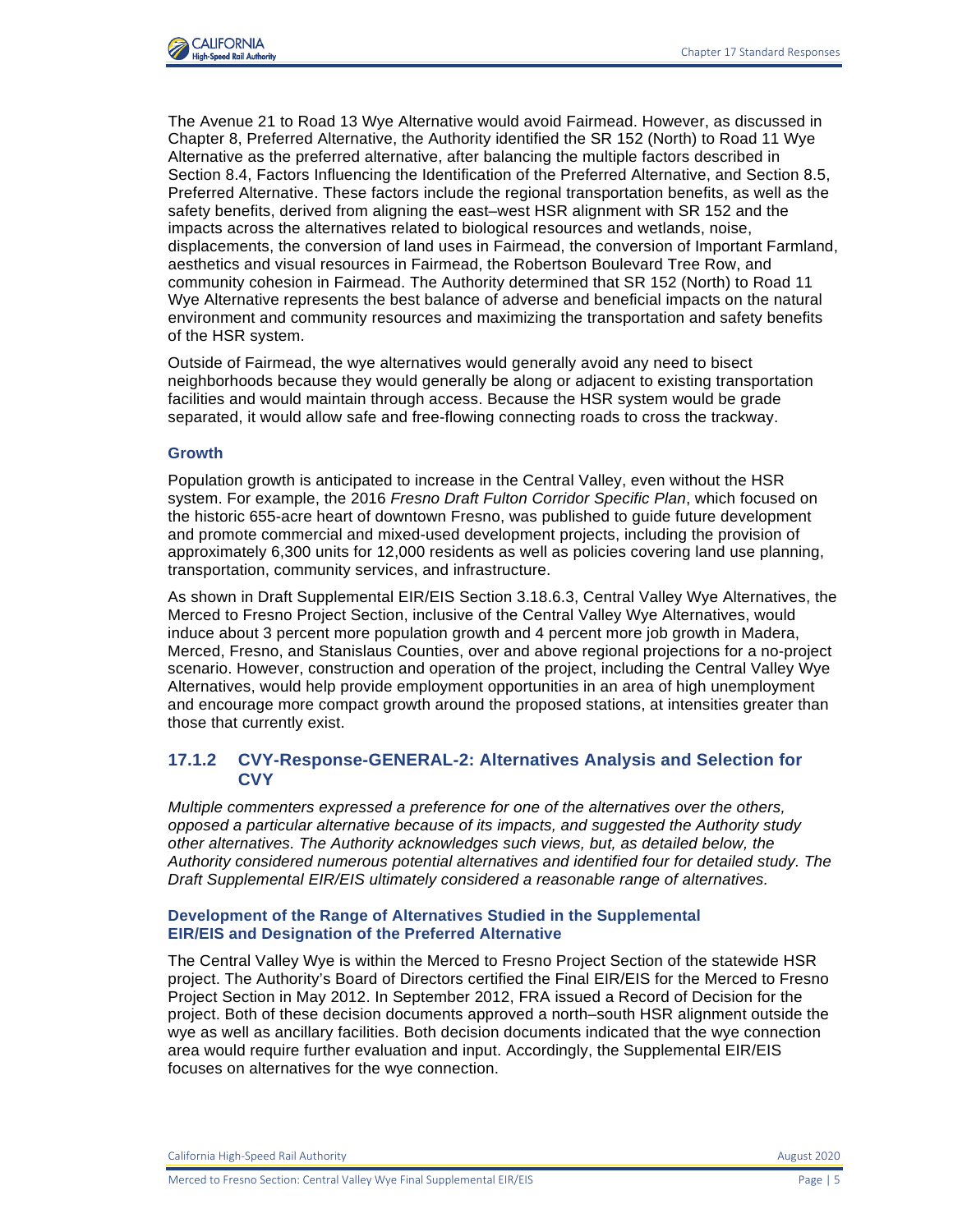The Avenue 21 to Road 13 Wye Alternative would avoid Fairmead. However, as discussed in Chapter 8, Preferred Alternative, the Authority identified the SR 152 (North) to Road 11 Wye Alternative as the preferred alternative, after balancing the multiple factors described in Section 8.4, Factors Influencing the Identification of the Preferred Alternative, and Section 8.5, Preferred Alternative. These factors include the regional transportation benefits, as well as the safety benefits, derived from aligning the east–west HSR alignment with SR 152 and the impacts across the alternatives related to biological resources and wetlands, noise, displacements, the conversion of land uses in Fairmead, the conversion of Important Farmland, aesthetics and visual resources in Fairmead, the Robertson Boulevard Tree Row, and community cohesion in Fairmead. The Authority determined that SR 152 (North) to Road 11 Wye Alternative represents the best balance of adverse and beneficial impacts on the natural environment and community resources and maximizing the transportation and safety benefits of the HSR system.

Outside of Fairmead, the wye alternatives would generally avoid any need to bisect neighborhoods because they would generally be along or adjacent to existing transportation facilities and would maintain through access. Because the HSR system would be grade separated, it would allow safe and free-flowing connecting roads to cross the trackway.

#### Growth

Population growth is anticipated to increase in the Central Valley, even without the HSR system. For example, the 2016 *Fresno Draft Fulton Corridor Specific Plan*, which focused on the historic 655-acre heart of downtown Fresno, was published to guide future development and promote commercial and mixed-used development projects, including the provision of approximately 6,300 units for 12,000 residents as well as policies covering land use planning, transportation, community services, and infrastructure.

As shown in Draft Supplemental EIR/EIS Section 3.18.6.3, Central Valley Wye Alternatives, the Merced to Fresno Project Section, inclusive of the Central Valley Wye Alternatives, would induce about 3 percent more population growth and 4 percent more job growth in Madera, Merced, Fresno, and Stanislaus Counties, over and above regional projections for a no-project scenario. However, construction and operation of the project, including the Central Valley Wye Alternatives, would help provide employment opportunities in an area of high unemployment and encourage more compact growth around the proposed stations, at intensities greater than those that currently exist.

### 17.1.2 CVY-Response-GENERAL-2: Alternatives Analysis and Selection for CVY

*Multiple commenters expressed a preference for one of the alternatives over the others, opposed a particular alternative because of its impacts, and suggested the Authority study other alternatives. The Authority acknowledges such views, but, as detailed below, the Authority considered numerous potential alternatives and identified four for detailed study. The Draft Supplemental EIR/EIS ultimately considered a reasonable range of alternatives.*

#### Development of the Range of Alternatives Studied in the Supplemental EIR/EIS and Designation of the Preferred Alternative

The Central Valley Wye is within the Merced to Fresno Project Section of the statewide HSR project. The Authority's Board of Directors certified the Final EIR/EIS for the Merced to Fresno Project Section in May 2012. In September 2012, FRA issued a Record of Decision for the project. Both of these decision documents approved a north–south HSR alignment outside the wye as well as ancillary facilities. Both decision documents indicated that the wye connection area would require further evaluation and input. Accordingly, the Supplemental EIR/EIS focuses on alternatives for the wye connection.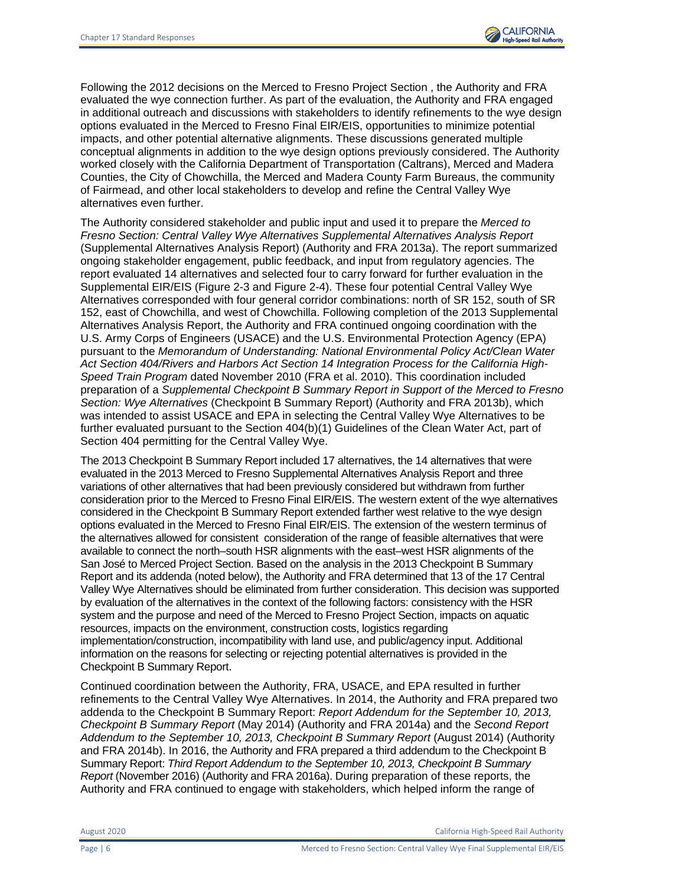Following the 2012 decisions on the Merced to Fresno Project Section , the Authority and FRA evaluated the wye connection further. As part of the evaluation, the Authority and FRA engaged in additional outreach and discussions with stakeholders to identify refinements to the wye design options evaluated in the Merced to Fresno Final EIR/EIS, opportunities to minimize potential impacts, and other potential alternative alignments. These discussions generated multiple conceptual alignments in addition to the wye design options previously considered. The Authority worked closely with the California Department of Transportation (Caltrans), Merced and Madera Counties, the City of Chowchilla, the Merced and Madera County Farm Bureaus, the community of Fairmead, and other local stakeholders to develop and refine the Central Valley Wye alternatives even further.

The Authority considered stakeholder and public input and used it to prepare the *Merced to Fresno Section: Central Valley Wye Alternatives Supplemental Alternatives Analysis Report* (Supplemental Alternatives Analysis Report) (Authority and FRA 2013a). The report summarized ongoing stakeholder engagement, public feedback, and input from regulatory agencies. The report evaluated 14 alternatives and selected four to carry forward for further evaluation in the Supplemental EIR/EIS (Figure 2-3 and Figure 2-4). These four potential Central Valley Wye Alternatives corresponded with four general corridor combinations: north of SR 152, south of SR 152, east of Chowchilla, and west of Chowchilla. Following completion of the 2013 Supplemental Alternatives Analysis Report, the Authority and FRA continued ongoing coordination with the U.S. Army Corps of Engineers (USACE) and the U.S. Environmental Protection Agency (EPA) pursuant to the *Memorandum of Understanding: National Environmental Policy Act/Clean Water Act Section 404/Rivers and Harbors Act Section 14 Integration Process for the California High-Speed Train Program* dated November 2010 (FRA et al. 2010). This coordination included preparation of a *Supplemental Checkpoint B Summary Report in Support of the Merced to Fresno Section: Wye Alternatives* (Checkpoint B Summary Report) (Authority and FRA 2013b), which was intended to assist USACE and EPA in selecting the Central Valley Wye Alternatives to be further evaluated pursuant to the Section 404(b)(1) Guidelines of the Clean Water Act, part of Section 404 permitting for the Central Valley Wye.

The 2013 Checkpoint B Summary Report included 17 alternatives, the 14 alternatives that were evaluated in the 2013 Merced to Fresno Supplemental Alternatives Analysis Report and three variations of other alternatives that had been previously considered but withdrawn from further consideration prior to the Merced to Fresno Final EIR/EIS. The western extent of the wye alternatives considered in the Checkpoint B Summary Report extended farther west relative to the wye design options evaluated in the Merced to Fresno Final EIR/EIS. The extension of the western terminus of the alternatives allowed for consistent consideration of the range of feasible alternatives that were available to connect the north–south HSR alignments with the east–west HSR alignments of the San José to Merced Project Section. Based on the analysis in the 2013 Checkpoint B Summary Report and its addenda (noted below), the Authority and FRA determined that 13 of the 17 Central Valley Wye Alternatives should be eliminated from further consideration. This decision was supported by evaluation of the alternatives in the context of the following factors: consistency with the HSR system and the purpose and need of the Merced to Fresno Project Section, impacts on aquatic resources, impacts on the environment, construction costs, logistics regarding implementation/construction, incompatibility with land use, and public/agency input. Additional information on the reasons for selecting or rejecting potential alternatives is provided in the Checkpoint B Summary Report.

Continued coordination between the Authority, FRA, USACE, and EPA resulted in further refinements to the Central Valley Wye Alternatives. In 2014, the Authority and FRA prepared two addenda to the Checkpoint B Summary Report: *Report Addendum for the September 10, 2013, Checkpoint B Summary Report* (May 2014) (Authority and FRA 2014a) and the *Second Report Addendum to the September 10, 2013, Checkpoint B Summary Report* (August 2014) (Authority and FRA 2014b). In 2016, the Authority and FRA prepared a third addendum to the Checkpoint B Summary Report: *Third Report Addendum to the September 10, 2013, Checkpoint B Summary Report* (November 2016) (Authority and FRA 2016a). During preparation of these reports, the Authority and FRA continued to engage with stakeholders, which helped inform the range of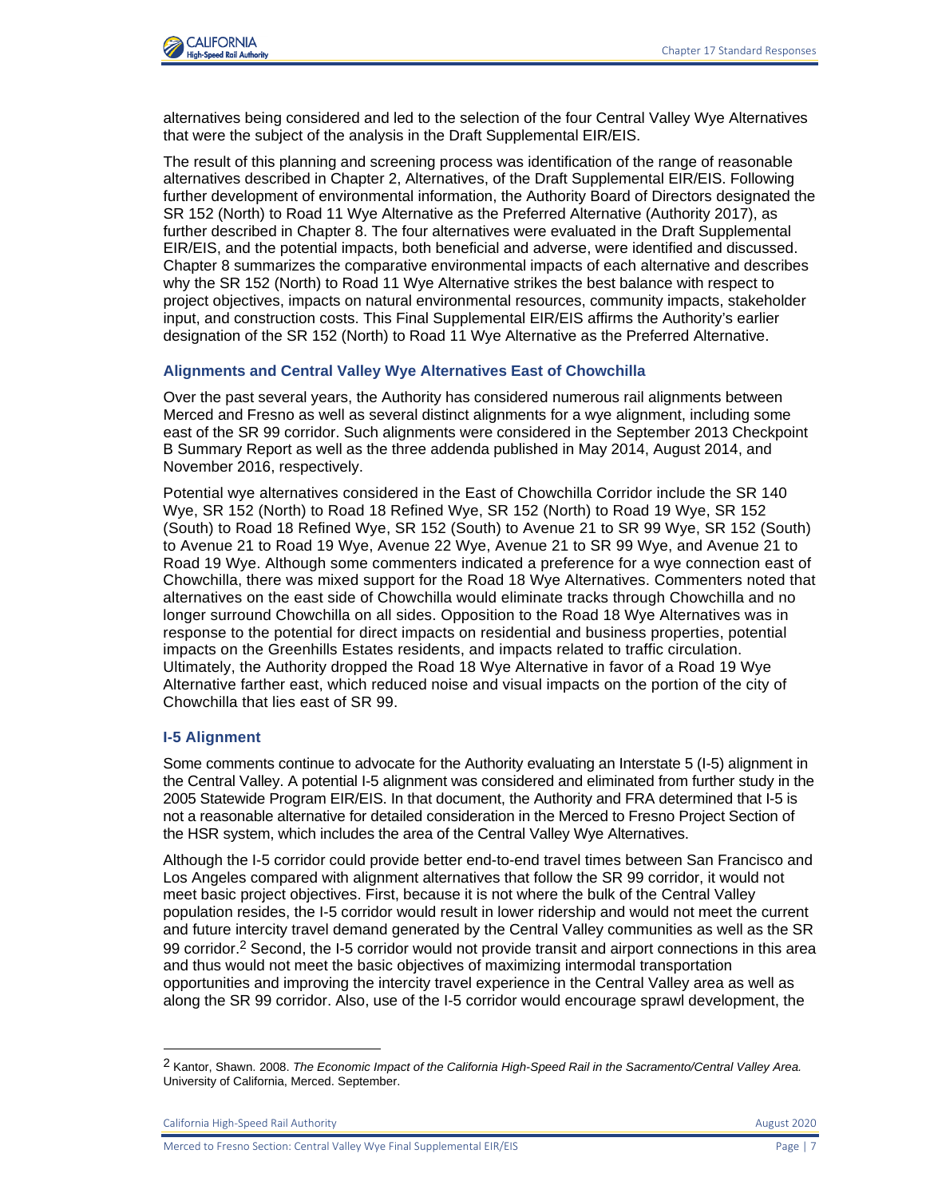alternatives being considered and led to the selection of the four Central Valley Wye Alternatives that were the subject of the analysis in the Draft Supplemental EIR/EIS.

The result of this planning and screening process was identification of the range of reasonable alternatives described in Chapter 2, Alternatives, of the Draft Supplemental EIR/EIS. Following further development of environmental information, the Authority Board of Directors designated the SR 152 (North) to Road 11 Wye Alternative as the Preferred Alternative (Authority 2017), as further described in Chapter 8. The four alternatives were evaluated in the Draft Supplemental EIR/EIS, and the potential impacts, both beneficial and adverse, were identified and discussed. Chapter 8 summarizes the comparative environmental impacts of each alternative and describes why the SR 152 (North) to Road 11 Wye Alternative strikes the best balance with respect to project objectives, impacts on natural environmental resources, community impacts, stakeholder input, and construction costs. This Final Supplemental EIR/EIS affirms the Authority's earlier designation of the SR 152 (North) to Road 11 Wye Alternative as the Preferred Alternative.

### Alignments and Central Valley Wye Alternatives East of Chowchilla

Over the past several years, the Authority has considered numerous rail alignments between Merced and Fresno as well as several distinct alignments for a wye alignment, including some east of the SR 99 corridor. Such alignments were considered in the September 2013 Checkpoint B Summary Report as well as the three addenda published in May 2014, August 2014, and November 2016, respectively.

Potential wye alternatives considered in the East of Chowchilla Corridor include the SR 140 Wye, SR 152 (North) to Road 18 Refined Wye, SR 152 (North) to Road 19 Wye, SR 152 (South) to Road 18 Refined Wye, SR 152 (South) to Avenue 21 to SR 99 Wye, SR 152 (South) to Avenue 21 to Road 19 Wye, Avenue 22 Wye, Avenue 21 to SR 99 Wye, and Avenue 21 to Road 19 Wye. Although some commenters indicated a preference for a wye connection east of Chowchilla, there was mixed support for the Road 18 Wye Alternatives. Commenters noted that alternatives on the east side of Chowchilla would eliminate tracks through Chowchilla and no longer surround Chowchilla on all sides. Opposition to the Road 18 Wye Alternatives was in response to the potential for direct impacts on residential and business properties, potential impacts on the Greenhills Estates residents, and impacts related to traffic circulation. Ultimately, the Authority dropped the Road 18 Wye Alternative in favor of a Road 19 Wye Alternative farther east, which reduced noise and visual impacts on the portion of the city of Chowchilla that lies east of SR 99.

### I-5 Alignment

Some comments continue to advocate for the Authority evaluating an Interstate 5 (I-5) alignment in the Central Valley. A potential I-5 alignment was considered and eliminated from further study in the 2005 Statewide Program EIR/EIS. In that document, the Authority and FRA determined that I-5 is not a reasonable alternative for detailed consideration in the Merced to Fresno Project Section of the HSR system, which includes the area of the Central Valley Wye Alternatives.

Although the I-5 corridor could provide better end-to-end travel times between San Francisco and Los Angeles compared with alignment alternatives that follow the SR 99 corridor, it would not meet basic project objectives. First, because it is not where the bulk of the Central Valley population resides, the I-5 corridor would result in lower ridership and would not meet the current and future intercity travel demand generated by the Central Valley communities as well as the SR 99 corridor.[2] Second, the I-5 corridor would not provide transit and airport connections in this area and thus would not meet the basic objectives of maximizing intermodal transportation opportunities and improving the intercity travel experience in the Central Valley area as well as along the SR 99 corridor. Also, use of the I-5 corridor would encourage sprawl development, the

---

[2] Kantor, Shawn. 2008. *The Economic Impact of the California High-Speed Rail in the Sacramento/Central Valley Area.* University of California, Merced. September.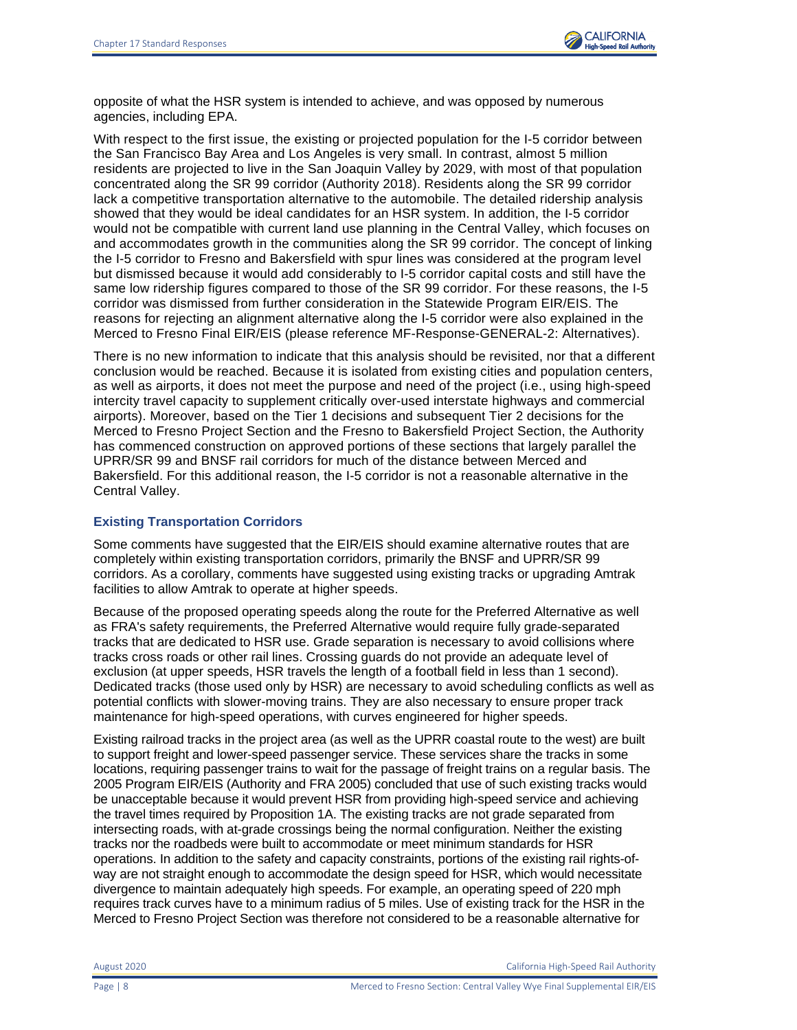opposite of what the HSR system is intended to achieve, and was opposed by numerous agencies, including EPA.

With respect to the first issue, the existing or projected population for the I-5 corridor between the San Francisco Bay Area and Los Angeles is very small. In contrast, almost 5 million residents are projected to live in the San Joaquin Valley by 2029, with most of that population concentrated along the SR 99 corridor (Authority 2018). Residents along the SR 99 corridor lack a competitive transportation alternative to the automobile. The detailed ridership analysis showed that they would be ideal candidates for an HSR system. In addition, the I-5 corridor would not be compatible with current land use planning in the Central Valley, which focuses on and accommodates growth in the communities along the SR 99 corridor. The concept of linking the I-5 corridor to Fresno and Bakersfield with spur lines was considered at the program level but dismissed because it would add considerably to I-5 corridor capital costs and still have the same low ridership figures compared to those of the SR 99 corridor. For these reasons, the I-5 corridor was dismissed from further consideration in the Statewide Program EIR/EIS. The reasons for rejecting an alignment alternative along the I-5 corridor were also explained in the Merced to Fresno Final EIR/EIS (please reference MF-Response-GENERAL-2: Alternatives).

There is no new information to indicate that this analysis should be revisited, nor that a different conclusion would be reached. Because it is isolated from existing cities and population centers, as well as airports, it does not meet the purpose and need of the project (i.e., using high-speed intercity travel capacity to supplement critically over-used interstate highways and commercial airports). Moreover, based on the Tier 1 decisions and subsequent Tier 2 decisions for the Merced to Fresno Project Section and the Fresno to Bakersfield Project Section, the Authority has commenced construction on approved portions of these sections that largely parallel the UPRR/SR 99 and BNSF rail corridors for much of the distance between Merced and Bakersfield. For this additional reason, the I-5 corridor is not a reasonable alternative in the Central Valley.

### Existing Transportation Corridors

Some comments have suggested that the EIR/EIS should examine alternative routes that are completely within existing transportation corridors, primarily the BNSF and UPRR/SR 99 corridors. As a corollary, comments have suggested using existing tracks or upgrading Amtrak facilities to allow Amtrak to operate at higher speeds.

Because of the proposed operating speeds along the route for the Preferred Alternative as well as FRA's safety requirements, the Preferred Alternative would require fully grade-separated tracks that are dedicated to HSR use. Grade separation is necessary to avoid collisions where tracks cross roads or other rail lines. Crossing guards do not provide an adequate level of exclusion (at upper speeds, HSR travels the length of a football field in less than 1 second). Dedicated tracks (those used only by HSR) are necessary to avoid scheduling conflicts as well as potential conflicts with slower-moving trains. They are also necessary to ensure proper track maintenance for high-speed operations, with curves engineered for higher speeds.

Existing railroad tracks in the project area (as well as the UPRR coastal route to the west) are built to support freight and lower-speed passenger service. These services share the tracks in some locations, requiring passenger trains to wait for the passage of freight trains on a regular basis. The 2005 Program EIR/EIS (Authority and FRA 2005) concluded that use of such existing tracks would be unacceptable because it would prevent HSR from providing high-speed service and achieving the travel times required by Proposition 1A. The existing tracks are not grade separated from intersecting roads, with at-grade crossings being the normal configuration. Neither the existing tracks nor the roadbeds were built to accommodate or meet minimum standards for HSR operations. In addition to the safety and capacity constraints, portions of the existing rail rights-of-way are not straight enough to accommodate the design speed for HSR, which would necessitate divergence to maintain adequately high speeds. For example, an operating speed of 220 mph requires track curves have to a minimum radius of 5 miles. Use of existing track for the HSR in the Merced to Fresno Project Section was therefore not considered to be a reasonable alternative for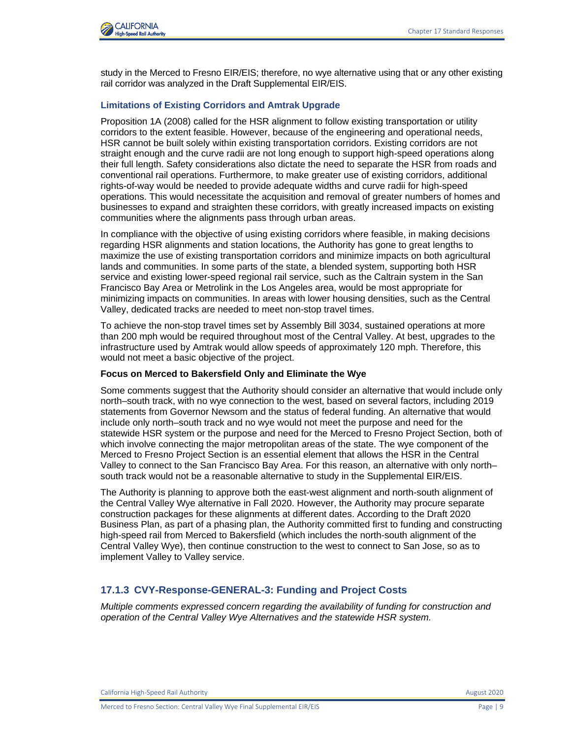study in the Merced to Fresno EIR/EIS; therefore, no wye alternative using that or any other existing rail corridor was analyzed in the Draft Supplemental EIR/EIS.

### Limitations of Existing Corridors and Amtrak Upgrade

Proposition 1A (2008) called for the HSR alignment to follow existing transportation or utility corridors to the extent feasible. However, because of the engineering and operational needs, HSR cannot be built solely within existing transportation corridors. Existing corridors are not straight enough and the curve radii are not long enough to support high-speed operations along their full length. Safety considerations also dictate the need to separate the HSR from roads and conventional rail operations. Furthermore, to make greater use of existing corridors, additional rights-of-way would be needed to provide adequate widths and curve radii for high-speed operations. This would necessitate the acquisition and removal of greater numbers of homes and businesses to expand and straighten these corridors, with greatly increased impacts on existing communities where the alignments pass through urban areas.

In compliance with the objective of using existing corridors where feasible, in making decisions regarding HSR alignments and station locations, the Authority has gone to great lengths to maximize the use of existing transportation corridors and minimize impacts on both agricultural lands and communities. In some parts of the state, a blended system, supporting both HSR service and existing lower-speed regional rail service, such as the Caltrain system in the San Francisco Bay Area or Metrolink in the Los Angeles area, would be most appropriate for minimizing impacts on communities. In areas with lower housing densities, such as the Central Valley, dedicated tracks are needed to meet non-stop travel times.

To achieve the non-stop travel times set by Assembly Bill 3034, sustained operations at more than 200 mph would be required throughout most of the Central Valley. At best, upgrades to the infrastructure used by Amtrak would allow speeds of approximately 120 mph. Therefore, this would not meet a basic objective of the project.

#### Focus on Merced to Bakersfield Only and Eliminate the Wye

Some comments suggest that the Authority should consider an alternative that would include only north–south track, with no wye connection to the west, based on several factors, including 2019 statements from Governor Newsom and the status of federal funding. An alternative that would include only north–south track and no wye would not meet the purpose and need for the statewide HSR system or the purpose and need for the Merced to Fresno Project Section, both of which involve connecting the major metropolitan areas of the state. The wye component of the Merced to Fresno Project Section is an essential element that allows the HSR in the Central Valley to connect to the San Francisco Bay Area. For this reason, an alternative with only north–south track would not be a reasonable alternative to study in the Supplemental EIR/EIS.

The Authority is planning to approve both the east-west alignment and north-south alignment of the Central Valley Wye alternative in Fall 2020. However, the Authority may procure separate construction packages for these alignments at different dates. According to the Draft 2020 Business Plan, as part of a phasing plan, the Authority committed first to funding and constructing high-speed rail from Merced to Bakersfield (which includes the north-south alignment of the Central Valley Wye), then continue construction to the west to connect to San Jose, so as to implement Valley to Valley service.

## 17.1.3 CVY-Response-GENERAL-3: Funding and Project Costs

*Multiple comments expressed concern regarding the availability of funding for construction and operation of the Central Valley Wye Alternatives and the statewide HSR system.*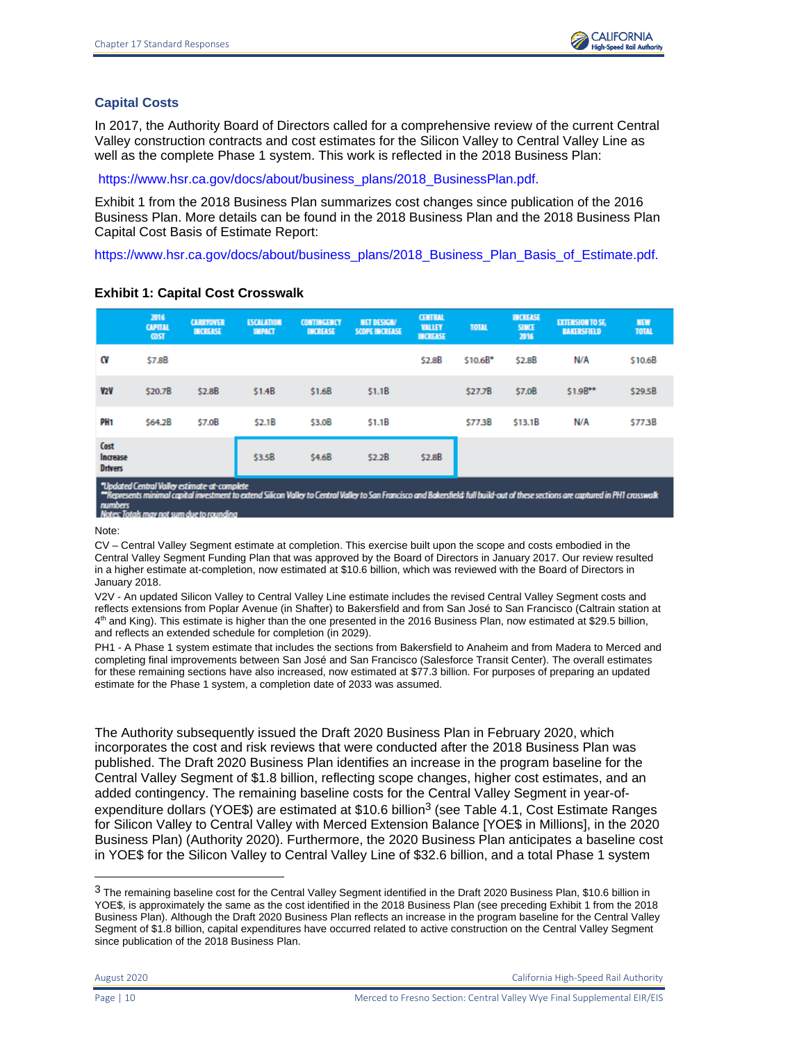## Capital Costs

In 2017, the Authority Board of Directors called for a comprehensive review of the current Central Valley construction contracts and cost estimates for the Silicon Valley to Central Valley Line as well as the complete Phase 1 system. This work is reflected in the 2018 Business Plan:

https://www.hsr.ca.gov/docs/about/business_plans/2018_BusinessPlan.pdf.

Exhibit 1 from the 2018 Business Plan summarizes cost changes since publication of the 2016 Business Plan. More details can be found in the 2018 Business Plan and the 2018 Business Plan Capital Cost Basis of Estimate Report:

https://www.hsr.ca.gov/docs/about/business_plans/2018_Business_Plan_Basis_of_Estimate.pdf.

**Exhibit 1: Capital Cost Crosswalk**

| | 2016 CAPITAL COST | CARRYOVER INCREASE | ESCALATION IMPACT | CONTINGENCY INCREASE | NET DESIGN/ SCOPE INCREASE | CENTRAL VALLEY INCREASE | TOTAL | INCREASE SINCE 2016 | EXTENSION TO SF, BAKERSFIELD | NEW TOTAL |
|---|---|---|---|---|---|---|---|---|---|---|
| CV | $7.8B | | | | | $2.8B | $10.6B* | $2.8B | N/A | $10.6B |
| V2V | $20.7B | $2.8B | $1.4B | $1.6B | $1.1B | | $27.7B | $7.0B | $1.9B** | $29.5B |
| PH1 | $64.2B | $7.0B | $2.1B | $3.0B | $1.1B | | $77.3B | $13.1B | N/A | $77.3B |
| Cost Increase Drivers | | | $3.5B | $4.6B | $2.2B | $2.8B | | | | |

*Updated Central Valley estimate-at-complete
**Represents minimal capital investment to extend Silicon Valley to Central Valley to San Francisco and Bakersfield: full build-out of these sections are captured in PH1 crosswalk numbers
Notes: Totals may not sum due to rounding

Note:

CV – Central Valley Segment estimate at completion. This exercise built upon the scope and costs embodied in the Central Valley Segment Funding Plan that was approved by the Board of Directors in January 2017. Our review resulted in a higher estimate at-completion, now estimated at $10.6 billion, which was reviewed with the Board of Directors in January 2018.

V2V - An updated Silicon Valley to Central Valley Line estimate includes the revised Central Valley Segment costs and reflects extensions from Poplar Avenue (in Shafter) to Bakersfield and from San José to San Francisco (Caltrain station at 4th and King). This estimate is higher than the one presented in the 2016 Business Plan, now estimated at $29.5 billion, and reflects an extended schedule for completion (in 2029).

PH1 - A Phase 1 system estimate that includes the sections from Bakersfield to Anaheim and from Madera to Merced and completing final improvements between San José and San Francisco (Salesforce Transit Center). The overall estimates for these remaining sections have also increased, now estimated at $77.3 billion. For purposes of preparing an updated estimate for the Phase 1 system, a completion date of 2033 was assumed.

The Authority subsequently issued the Draft 2020 Business Plan in February 2020, which incorporates the cost and risk reviews that were conducted after the 2018 Business Plan was published. The Draft 2020 Business Plan identifies an increase in the program baseline for the Central Valley Segment of $1.8 billion, reflecting scope changes, higher cost estimates, and an added contingency. The remaining baseline costs for the Central Valley Segment in year-of-expenditure dollars (YOE$) are estimated at $10.6 billion[3] (see Table 4.1, Cost Estimate Ranges for Silicon Valley to Central Valley with Merced Extension Balance [YOE$ in Millions], in the 2020 Business Plan) (Authority 2020). Furthermore, the 2020 Business Plan anticipates a baseline cost in YOE$ for the Silicon Valley to Central Valley Line of $32.6 billion, and a total Phase 1 system

[3] The remaining baseline cost for the Central Valley Segment identified in the Draft 2020 Business Plan, $10.6 billion in YOE$, is approximately the same as the cost identified in the 2018 Business Plan (see preceding Exhibit 1 from the 2018 Business Plan). Although the Draft 2020 Business Plan reflects an increase in the program baseline for the Central Valley Segment of $1.8 billion, capital expenditures have occurred related to active construction on the Central Valley Segment since publication of the 2018 Business Plan.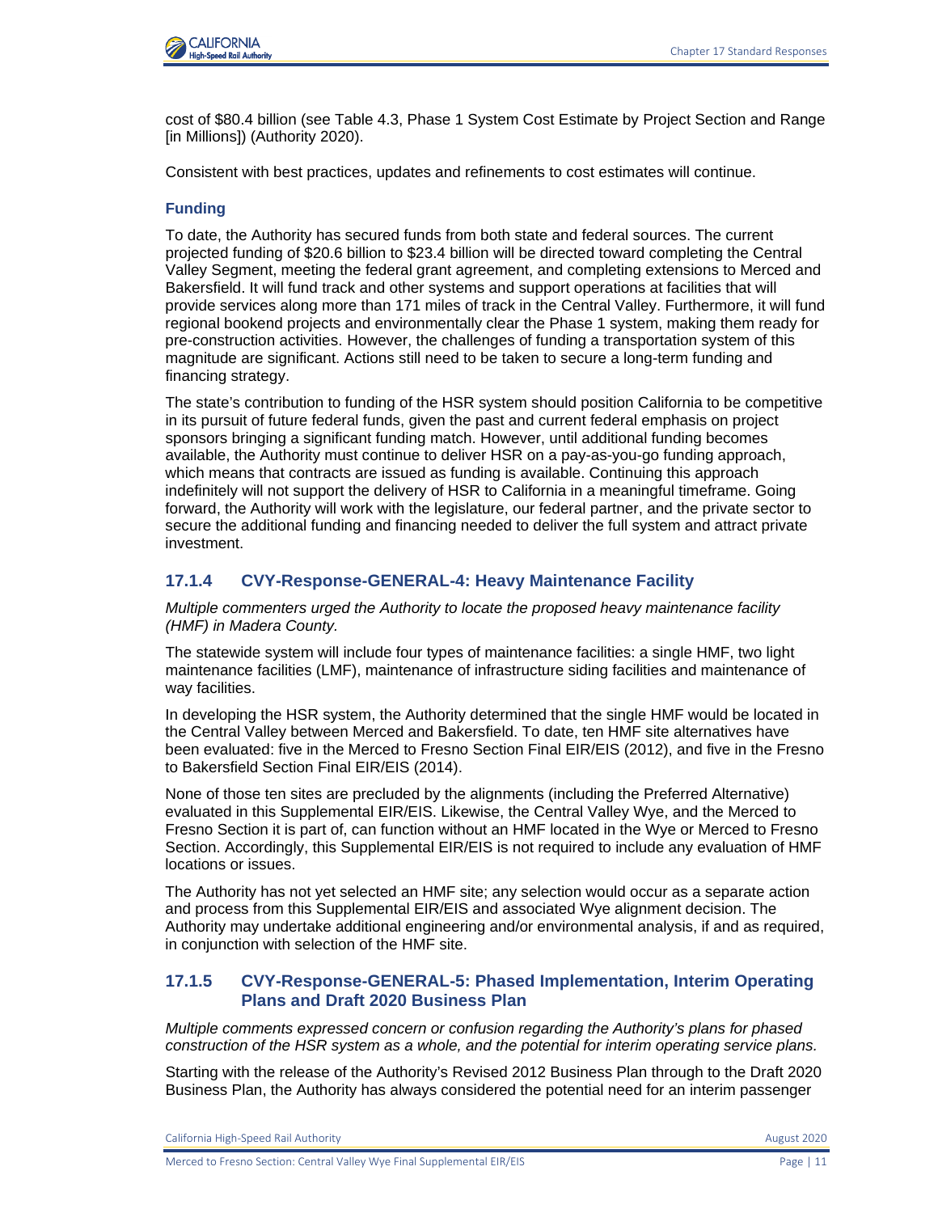cost of $80.4 billion (see Table 4.3, Phase 1 System Cost Estimate by Project Section and Range [in Millions]) (Authority 2020).

Consistent with best practices, updates and refinements to cost estimates will continue.

#### Funding

To date, the Authority has secured funds from both state and federal sources. The current projected funding of $20.6 billion to $23.4 billion will be directed toward completing the Central Valley Segment, meeting the federal grant agreement, and completing extensions to Merced and Bakersfield. It will fund track and other systems and support operations at facilities that will provide services along more than 171 miles of track in the Central Valley. Furthermore, it will fund regional bookend projects and environmentally clear the Phase 1 system, making them ready for pre-construction activities. However, the challenges of funding a transportation system of this magnitude are significant. Actions still need to be taken to secure a long-term funding and financing strategy.

The state's contribution to funding of the HSR system should position California to be competitive in its pursuit of future federal funds, given the past and current federal emphasis on project sponsors bringing a significant funding match. However, until additional funding becomes available, the Authority must continue to deliver HSR on a pay-as-you-go funding approach, which means that contracts are issued as funding is available. Continuing this approach indefinitely will not support the delivery of HSR to California in a meaningful timeframe. Going forward, the Authority will work with the legislature, our federal partner, and the private sector to secure the additional funding and financing needed to deliver the full system and attract private investment.

### 17.1.4 CVY-Response-GENERAL-4: Heavy Maintenance Facility

*Multiple commenters urged the Authority to locate the proposed heavy maintenance facility (HMF) in Madera County.*

The statewide system will include four types of maintenance facilities: a single HMF, two light maintenance facilities (LMF), maintenance of infrastructure siding facilities and maintenance of way facilities.

In developing the HSR system, the Authority determined that the single HMF would be located in the Central Valley between Merced and Bakersfield. To date, ten HMF site alternatives have been evaluated: five in the Merced to Fresno Section Final EIR/EIS (2012), and five in the Fresno to Bakersfield Section Final EIR/EIS (2014).

None of those ten sites are precluded by the alignments (including the Preferred Alternative) evaluated in this Supplemental EIR/EIS. Likewise, the Central Valley Wye, and the Merced to Fresno Section it is part of, can function without an HMF located in the Wye or Merced to Fresno Section. Accordingly, this Supplemental EIR/EIS is not required to include any evaluation of HMF locations or issues.

The Authority has not yet selected an HMF site; any selection would occur as a separate action and process from this Supplemental EIR/EIS and associated Wye alignment decision. The Authority may undertake additional engineering and/or environmental analysis, if and as required, in conjunction with selection of the HMF site.

### 17.1.5 CVY-Response-GENERAL-5: Phased Implementation, Interim Operating Plans and Draft 2020 Business Plan

*Multiple comments expressed concern or confusion regarding the Authority's plans for phased construction of the HSR system as a whole, and the potential for interim operating service plans.*

Starting with the release of the Authority's Revised 2012 Business Plan through to the Draft 2020 Business Plan, the Authority has always considered the potential need for an interim passenger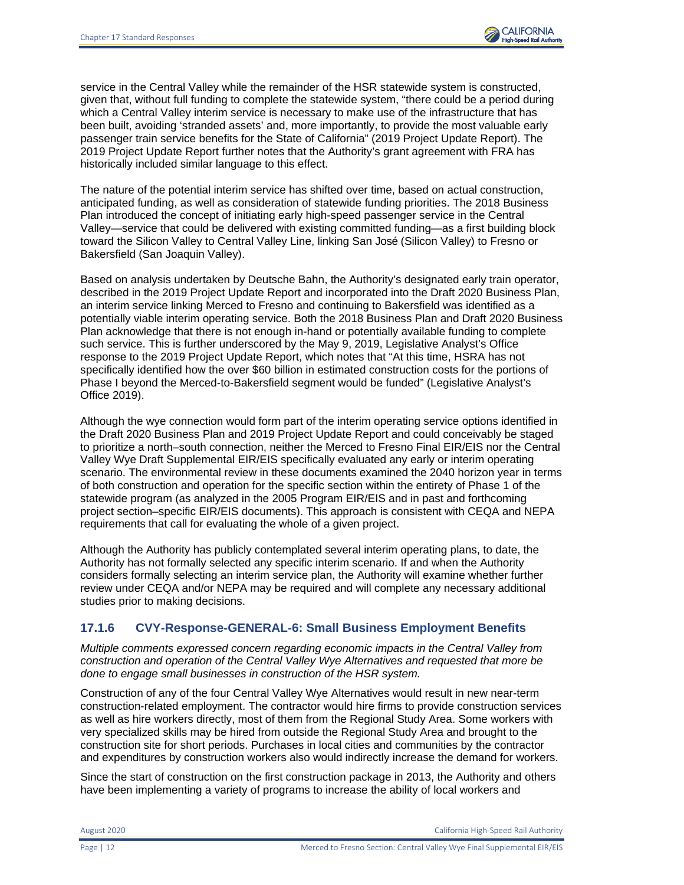service in the Central Valley while the remainder of the HSR statewide system is constructed, given that, without full funding to complete the statewide system, "there could be a period during which a Central Valley interim service is necessary to make use of the infrastructure that has been built, avoiding 'stranded assets' and, more importantly, to provide the most valuable early passenger train service benefits for the State of California" (2019 Project Update Report). The 2019 Project Update Report further notes that the Authority's grant agreement with FRA has historically included similar language to this effect.

The nature of the potential interim service has shifted over time, based on actual construction, anticipated funding, as well as consideration of statewide funding priorities. The 2018 Business Plan introduced the concept of initiating early high-speed passenger service in the Central Valley—service that could be delivered with existing committed funding—as a first building block toward the Silicon Valley to Central Valley Line, linking San José (Silicon Valley) to Fresno or Bakersfield (San Joaquin Valley).

Based on analysis undertaken by Deutsche Bahn, the Authority's designated early train operator, described in the 2019 Project Update Report and incorporated into the Draft 2020 Business Plan, an interim service linking Merced to Fresno and continuing to Bakersfield was identified as a potentially viable interim operating service. Both the 2018 Business Plan and Draft 2020 Business Plan acknowledge that there is not enough in-hand or potentially available funding to complete such service. This is further underscored by the May 9, 2019, Legislative Analyst's Office response to the 2019 Project Update Report, which notes that "At this time, HSRA has not specifically identified how the over $60 billion in estimated construction costs for the portions of Phase I beyond the Merced-to-Bakersfield segment would be funded" (Legislative Analyst's Office 2019).

Although the wye connection would form part of the interim operating service options identified in the Draft 2020 Business Plan and 2019 Project Update Report and could conceivably be staged to prioritize a north–south connection, neither the Merced to Fresno Final EIR/EIS nor the Central Valley Wye Draft Supplemental EIR/EIS specifically evaluated any early or interim operating scenario. The environmental review in these documents examined the 2040 horizon year in terms of both construction and operation for the specific section within the entirety of Phase 1 of the statewide program (as analyzed in the 2005 Program EIR/EIS and in past and forthcoming project section–specific EIR/EIS documents). This approach is consistent with CEQA and NEPA requirements that call for evaluating the whole of a given project.

Although the Authority has publicly contemplated several interim operating plans, to date, the Authority has not formally selected any specific interim scenario. If and when the Authority considers formally selecting an interim service plan, the Authority will examine whether further review under CEQA and/or NEPA may be required and will complete any necessary additional studies prior to making decisions.

### 17.1.6 CVY-Response-GENERAL-6: Small Business Employment Benefits

*Multiple comments expressed concern regarding economic impacts in the Central Valley from construction and operation of the Central Valley Wye Alternatives and requested that more be done to engage small businesses in construction of the HSR system.*

Construction of any of the four Central Valley Wye Alternatives would result in new near-term construction-related employment. The contractor would hire firms to provide construction services as well as hire workers directly, most of them from the Regional Study Area. Some workers with very specialized skills may be hired from outside the Regional Study Area and brought to the construction site for short periods. Purchases in local cities and communities by the contractor and expenditures by construction workers also would indirectly increase the demand for workers.

Since the start of construction on the first construction package in 2013, the Authority and others have been implementing a variety of programs to increase the ability of local workers and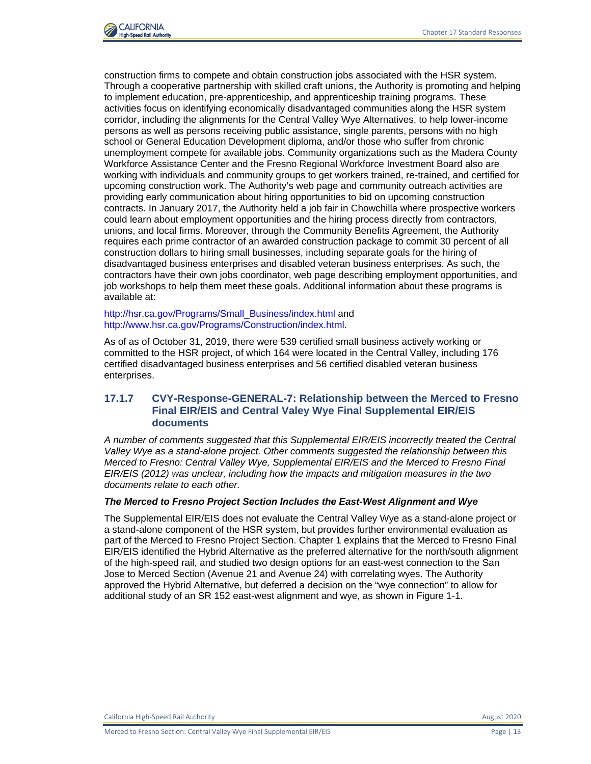construction firms to compete and obtain construction jobs associated with the HSR system. Through a cooperative partnership with skilled craft unions, the Authority is promoting and helping to implement education, pre-apprenticeship, and apprenticeship training programs. These activities focus on identifying economically disadvantaged communities along the HSR system corridor, including the alignments for the Central Valley Wye Alternatives, to help lower-income persons as well as persons receiving public assistance, single parents, persons with no high school or General Education Development diploma, and/or those who suffer from chronic unemployment compete for available jobs. Community organizations such as the Madera County Workforce Assistance Center and the Fresno Regional Workforce Investment Board also are working with individuals and community groups to get workers trained, re-trained, and certified for upcoming construction work. The Authority's web page and community outreach activities are providing early communication about hiring opportunities to bid on upcoming construction contracts. In January 2017, the Authority held a job fair in Chowchilla where prospective workers could learn about employment opportunities and the hiring process directly from contractors, unions, and local firms. Moreover, through the Community Benefits Agreement, the Authority requires each prime contractor of an awarded construction package to commit 30 percent of all construction dollars to hiring small businesses, including separate goals for the hiring of disadvantaged business enterprises and disabled veteran business enterprises. As such, the contractors have their own jobs coordinator, web page describing employment opportunities, and job workshops to help them meet these goals. Additional information about these programs is available at:

http://hsr.ca.gov/Programs/Small_Business/index.html and http://www.hsr.ca.gov/Programs/Construction/index.html.

As of as of October 31, 2019, there were 539 certified small business actively working or committed to the HSR project, of which 164 were located in the Central Valley, including 176 certified disadvantaged business enterprises and 56 certified disabled veteran business enterprises.

### 17.1.7 CVY-Response-GENERAL-7: Relationship between the Merced to Fresno Final EIR/EIS and Central Valey Wye Final Supplemental EIR/EIS documents

*A number of comments suggested that this Supplemental EIR/EIS incorrectly treated the Central Valley Wye as a stand-alone project. Other comments suggested the relationship between this Merced to Fresno: Central Valley Wye, Supplemental EIR/EIS and the Merced to Fresno Final EIR/EIS (2012) was unclear, including how the impacts and mitigation measures in the two documents relate to each other.*

***The Merced to Fresno Project Section Includes the East-West Alignment and Wye***

The Supplemental EIR/EIS does not evaluate the Central Valley Wye as a stand-alone project or a stand-alone component of the HSR system, but provides further environmental evaluation as part of the Merced to Fresno Project Section. Chapter 1 explains that the Merced to Fresno Final EIR/EIS identified the Hybrid Alternative as the preferred alternative for the north/south alignment of the high-speed rail, and studied two design options for an east-west connection to the San Jose to Merced Section (Avenue 21 and Avenue 24) with correlating wyes. The Authority approved the Hybrid Alternative, but deferred a decision on the "wye connection" to allow for additional study of an SR 152 east-west alignment and wye, as shown in Figure 1-1.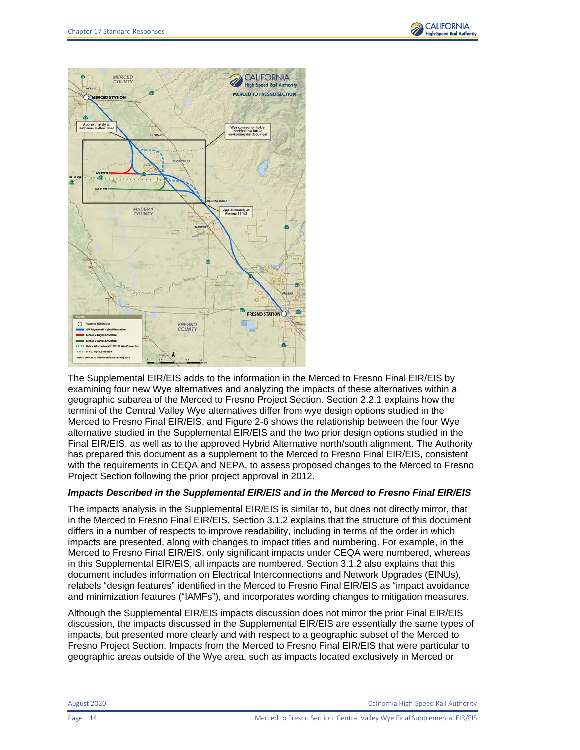The Supplemental EIR/EIS adds to the information in the Merced to Fresno Final EIR/EIS by examining four new Wye alternatives and analyzing the impacts of these alternatives within a geographic subarea of the Merced to Fresno Project Section. Section 2.2.1 explains how the termini of the Central Valley Wye alternatives differ from wye design options studied in the Merced to Fresno Final EIR/EIS, and Figure 2-6 shows the relationship between the four Wye alternative studied in the Supplemental EIR/EIS and the two prior design options studied in the Final EIR/EIS, as well as to the approved Hybrid Alternative north/south alignment. The Authority has prepared this document as a supplement to the Merced to Fresno Final EIR/EIS, consistent with the requirements in CEQA and NEPA, to assess proposed changes to the Merced to Fresno Project Section following the prior project approval in 2012.

***Impacts Described in the Supplemental EIR/EIS and in the Merced to Fresno Final EIR/EIS***

The impacts analysis in the Supplemental EIR/EIS is similar to, but does not directly mirror, that in the Merced to Fresno Final EIR/EIS. Section 3.1.2 explains that the structure of this document differs in a number of respects to improve readability, including in terms of the order in which impacts are presented, along with changes to impact titles and numbering. For example, in the Merced to Fresno Final EIR/EIS, only significant impacts under CEQA were numbered, whereas in this Supplemental EIR/EIS, all impacts are numbered. Section 3.1.2 also explains that this document includes information on Electrical Interconnections and Network Upgrades (EINUs), relabels "design features" identified in the Merced to Fresno Final EIR/EIS as "impact avoidance and minimization features ("IAMFs"), and incorporates wording changes to mitigation measures.

Although the Supplemental EIR/EIS impacts discussion does not mirror the prior Final EIR/EIS discussion, the impacts discussed in the Supplemental EIR/EIS are essentially the same types of impacts, but presented more clearly and with respect to a geographic subset of the Merced to Fresno Project Section. Impacts from the Merced to Fresno Final EIR/EIS that were particular to geographic areas outside of the Wye area, such as impacts located exclusively in Merced or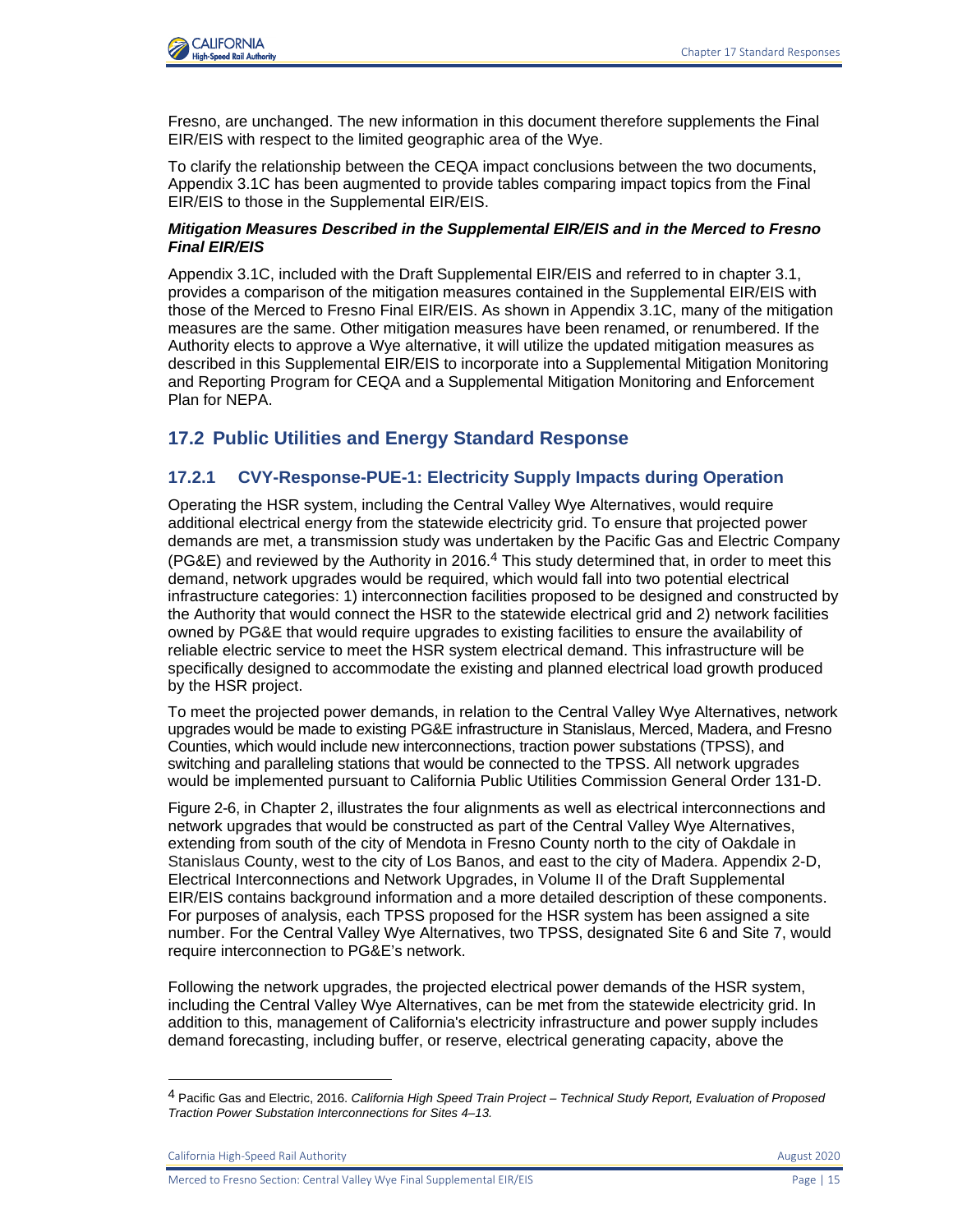Fresno, are unchanged. The new information in this document therefore supplements the Final EIR/EIS with respect to the limited geographic area of the Wye.

To clarify the relationship between the CEQA impact conclusions between the two documents, Appendix 3.1C has been augmented to provide tables comparing impact topics from the Final EIR/EIS to those in the Supplemental EIR/EIS.

#### *Mitigation Measures Described in the Supplemental EIR/EIS and in the Merced to Fresno Final EIR/EIS*

Appendix 3.1C, included with the Draft Supplemental EIR/EIS and referred to in chapter 3.1, provides a comparison of the mitigation measures contained in the Supplemental EIR/EIS with those of the Merced to Fresno Final EIR/EIS. As shown in Appendix 3.1C, many of the mitigation measures are the same. Other mitigation measures have been renamed, or renumbered. If the Authority elects to approve a Wye alternative, it will utilize the updated mitigation measures as described in this Supplemental EIR/EIS to incorporate into a Supplemental Mitigation Monitoring and Reporting Program for CEQA and a Supplemental Mitigation Monitoring and Enforcement Plan for NEPA.

## 17.2 Public Utilities and Energy Standard Response

### 17.2.1 CVY-Response-PUE-1: Electricity Supply Impacts during Operation

Operating the HSR system, including the Central Valley Wye Alternatives, would require additional electrical energy from the statewide electricity grid. To ensure that projected power demands are met, a transmission study was undertaken by the Pacific Gas and Electric Company (PG&E) and reviewed by the Authority in 2016.[4] This study determined that, in order to meet this demand, network upgrades would be required, which would fall into two potential electrical infrastructure categories: 1) interconnection facilities proposed to be designed and constructed by the Authority that would connect the HSR to the statewide electrical grid and 2) network facilities owned by PG&E that would require upgrades to existing facilities to ensure the availability of reliable electric service to meet the HSR system electrical demand. This infrastructure will be specifically designed to accommodate the existing and planned electrical load growth produced by the HSR project.

To meet the projected power demands, in relation to the Central Valley Wye Alternatives, network upgrades would be made to existing PG&E infrastructure in Stanislaus, Merced, Madera, and Fresno Counties, which would include new interconnections, traction power substations (TPSS), and switching and paralleling stations that would be connected to the TPSS. All network upgrades would be implemented pursuant to California Public Utilities Commission General Order 131-D.

Figure 2-6, in Chapter 2, illustrates the four alignments as well as electrical interconnections and network upgrades that would be constructed as part of the Central Valley Wye Alternatives, extending from south of the city of Mendota in Fresno County north to the city of Oakdale in Stanislaus County, west to the city of Los Banos, and east to the city of Madera. Appendix 2-D, Electrical Interconnections and Network Upgrades, in Volume II of the Draft Supplemental EIR/EIS contains background information and a more detailed description of these components. For purposes of analysis, each TPSS proposed for the HSR system has been assigned a site number. For the Central Valley Wye Alternatives, two TPSS, designated Site 6 and Site 7, would require interconnection to PG&E's network.

Following the network upgrades, the projected electrical power demands of the HSR system, including the Central Valley Wye Alternatives, can be met from the statewide electricity grid. In addition to this, management of California's electricity infrastructure and power supply includes demand forecasting, including buffer, or reserve, electrical generating capacity, above the

---

[4] Pacific Gas and Electric, 2016. *California High Speed Train Project – Technical Study Report, Evaluation of Proposed Traction Power Substation Interconnections for Sites 4–13.*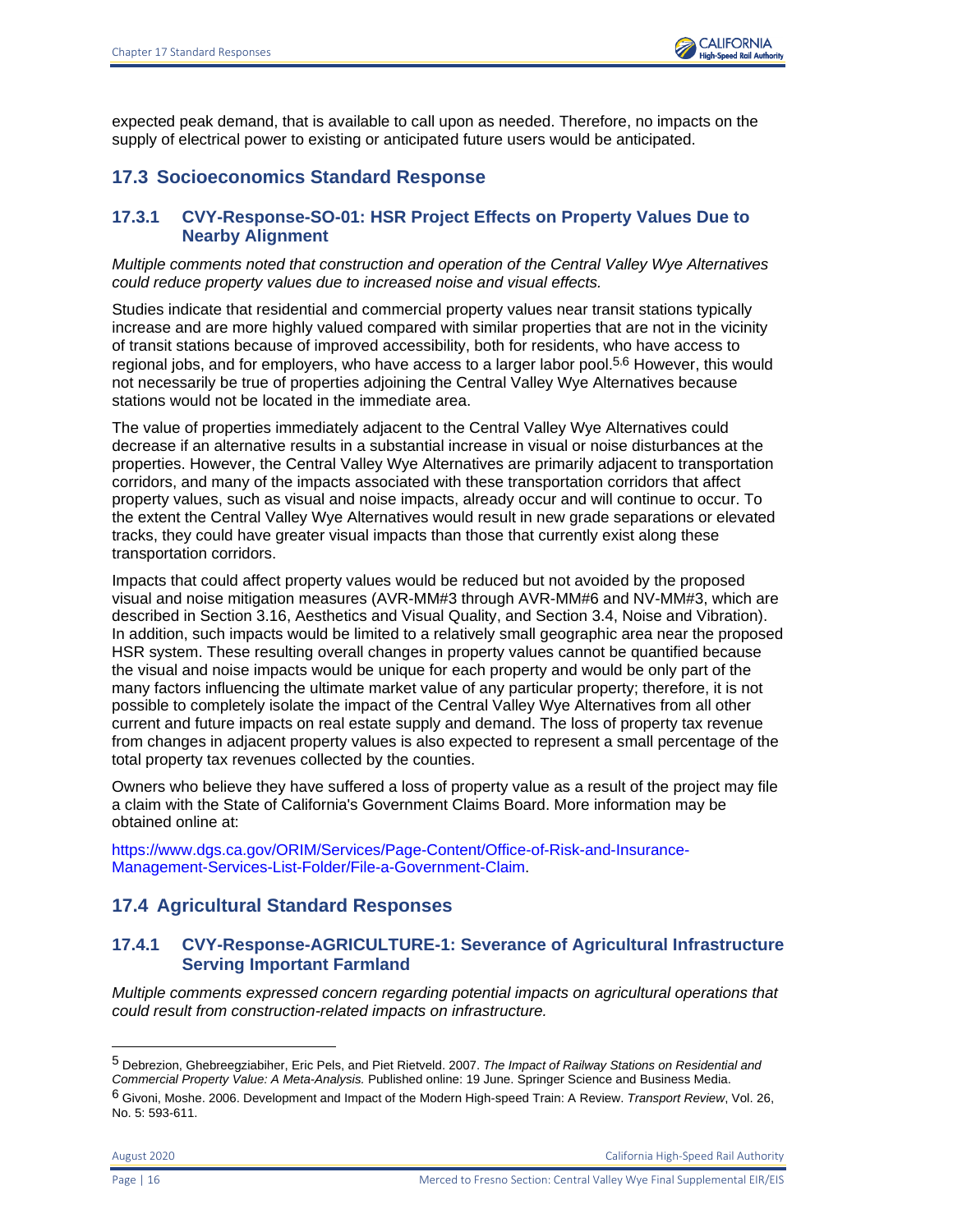expected peak demand, that is available to call upon as needed. Therefore, no impacts on the supply of electrical power to existing or anticipated future users would be anticipated.

## 17.3 Socioeconomics Standard Response

### 17.3.1 CVY-Response-SO-01: HSR Project Effects on Property Values Due to Nearby Alignment

*Multiple comments noted that construction and operation of the Central Valley Wye Alternatives could reduce property values due to increased noise and visual effects.*

Studies indicate that residential and commercial property values near transit stations typically increase and are more highly valued compared with similar properties that are not in the vicinity of transit stations because of improved accessibility, both for residents, who have access to regional jobs, and for employers, who have access to a larger labor pool.[5,6] However, this would not necessarily be true of properties adjoining the Central Valley Wye Alternatives because stations would not be located in the immediate area.

The value of properties immediately adjacent to the Central Valley Wye Alternatives could decrease if an alternative results in a substantial increase in visual or noise disturbances at the properties. However, the Central Valley Wye Alternatives are primarily adjacent to transportation corridors, and many of the impacts associated with these transportation corridors that affect property values, such as visual and noise impacts, already occur and will continue to occur. To the extent the Central Valley Wye Alternatives would result in new grade separations or elevated tracks, they could have greater visual impacts than those that currently exist along these transportation corridors.

Impacts that could affect property values would be reduced but not avoided by the proposed visual and noise mitigation measures (AVR-MM#3 through AVR-MM#6 and NV-MM#3, which are described in Section 3.16, Aesthetics and Visual Quality, and Section 3.4, Noise and Vibration). In addition, such impacts would be limited to a relatively small geographic area near the proposed HSR system. These resulting overall changes in property values cannot be quantified because the visual and noise impacts would be unique for each property and would be only part of the many factors influencing the ultimate market value of any particular property; therefore, it is not possible to completely isolate the impact of the Central Valley Wye Alternatives from all other current and future impacts on real estate supply and demand. The loss of property tax revenue from changes in adjacent property values is also expected to represent a small percentage of the total property tax revenues collected by the counties.

Owners who believe they have suffered a loss of property value as a result of the project may file a claim with the State of California's Government Claims Board. More information may be obtained online at:

https://www.dgs.ca.gov/ORIM/Services/Page-Content/Office-of-Risk-and-Insurance-Management-Services-List-Folder/File-a-Government-Claim.

## 17.4 Agricultural Standard Responses

### 17.4.1 CVY-Response-AGRICULTURE-1: Severance of Agricultural Infrastructure Serving Important Farmland

*Multiple comments expressed concern regarding potential impacts on agricultural operations that could result from construction-related impacts on infrastructure.*

---

[5] Debrezion, Ghebreegziabiher, Eric Pels, and Piet Rietveld. 2007. *The Impact of Railway Stations on Residential and Commercial Property Value: A Meta-Analysis.* Published online: 19 June. Springer Science and Business Media.

[6] Givoni, Moshe. 2006. Development and Impact of the Modern High-speed Train: A Review. *Transport Review*, Vol. 26, No. 5: 593-611.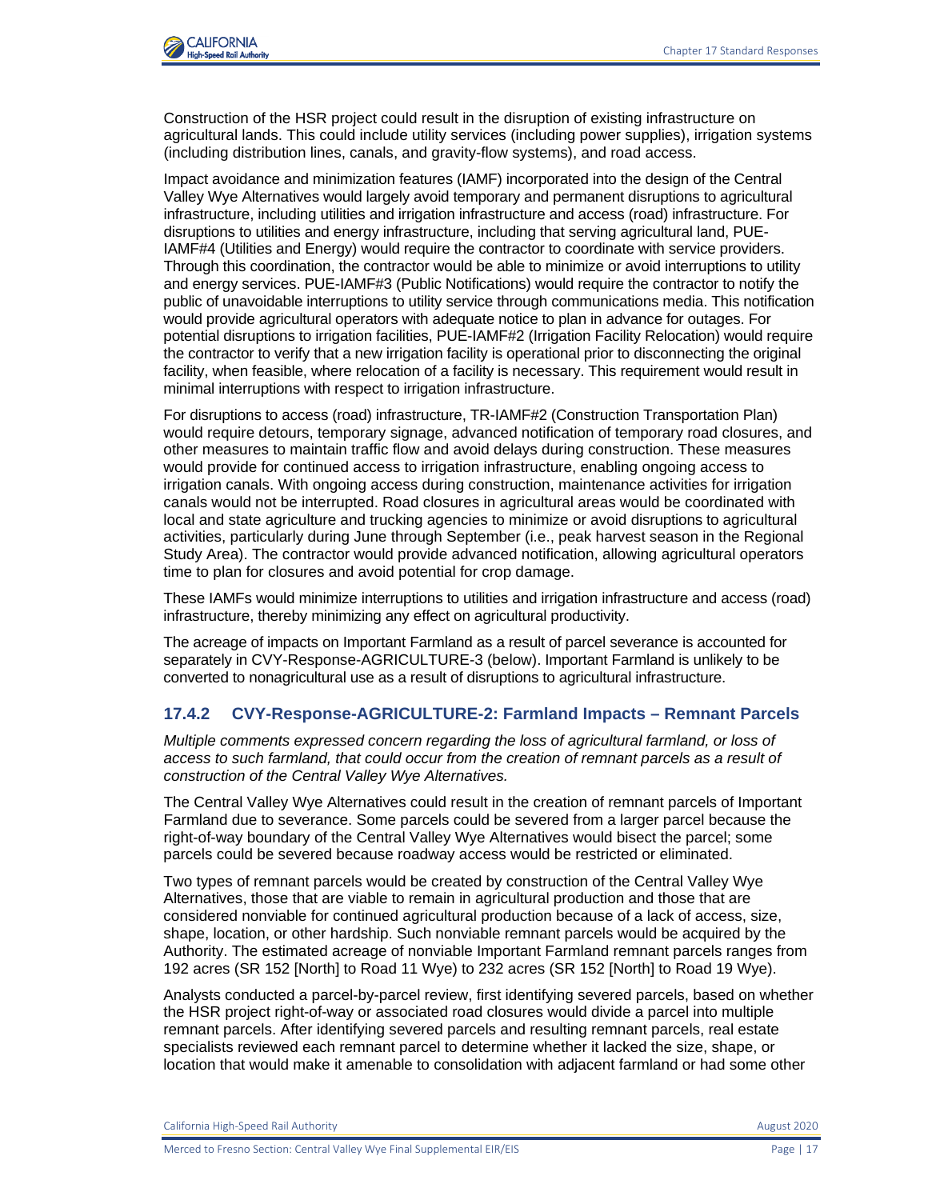Construction of the HSR project could result in the disruption of existing infrastructure on agricultural lands. This could include utility services (including power supplies), irrigation systems (including distribution lines, canals, and gravity-flow systems), and road access.

Impact avoidance and minimization features (IAMF) incorporated into the design of the Central Valley Wye Alternatives would largely avoid temporary and permanent disruptions to agricultural infrastructure, including utilities and irrigation infrastructure and access (road) infrastructure. For disruptions to utilities and energy infrastructure, including that serving agricultural land, PUE-IAMF#4 (Utilities and Energy) would require the contractor to coordinate with service providers. Through this coordination, the contractor would be able to minimize or avoid interruptions to utility and energy services. PUE-IAMF#3 (Public Notifications) would require the contractor to notify the public of unavoidable interruptions to utility service through communications media. This notification would provide agricultural operators with adequate notice to plan in advance for outages. For potential disruptions to irrigation facilities, PUE-IAMF#2 (Irrigation Facility Relocation) would require the contractor to verify that a new irrigation facility is operational prior to disconnecting the original facility, when feasible, where relocation of a facility is necessary. This requirement would result in minimal interruptions with respect to irrigation infrastructure.

For disruptions to access (road) infrastructure, TR-IAMF#2 (Construction Transportation Plan) would require detours, temporary signage, advanced notification of temporary road closures, and other measures to maintain traffic flow and avoid delays during construction. These measures would provide for continued access to irrigation infrastructure, enabling ongoing access to irrigation canals. With ongoing access during construction, maintenance activities for irrigation canals would not be interrupted. Road closures in agricultural areas would be coordinated with local and state agriculture and trucking agencies to minimize or avoid disruptions to agricultural activities, particularly during June through September (i.e., peak harvest season in the Regional Study Area). The contractor would provide advanced notification, allowing agricultural operators time to plan for closures and avoid potential for crop damage.

These IAMFs would minimize interruptions to utilities and irrigation infrastructure and access (road) infrastructure, thereby minimizing any effect on agricultural productivity.

The acreage of impacts on Important Farmland as a result of parcel severance is accounted for separately in CVY-Response-AGRICULTURE-3 (below). Important Farmland is unlikely to be converted to nonagricultural use as a result of disruptions to agricultural infrastructure.

### 17.4.2 CVY-Response-AGRICULTURE-2: Farmland Impacts – Remnant Parcels

*Multiple comments expressed concern regarding the loss of agricultural farmland, or loss of access to such farmland, that could occur from the creation of remnant parcels as a result of construction of the Central Valley Wye Alternatives.*

The Central Valley Wye Alternatives could result in the creation of remnant parcels of Important Farmland due to severance. Some parcels could be severed from a larger parcel because the right-of-way boundary of the Central Valley Wye Alternatives would bisect the parcel; some parcels could be severed because roadway access would be restricted or eliminated.

Two types of remnant parcels would be created by construction of the Central Valley Wye Alternatives, those that are viable to remain in agricultural production and those that are considered nonviable for continued agricultural production because of a lack of access, size, shape, location, or other hardship. Such nonviable remnant parcels would be acquired by the Authority. The estimated acreage of nonviable Important Farmland remnant parcels ranges from 192 acres (SR 152 [North] to Road 11 Wye) to 232 acres (SR 152 [North] to Road 19 Wye).

Analysts conducted a parcel-by-parcel review, first identifying severed parcels, based on whether the HSR project right-of-way or associated road closures would divide a parcel into multiple remnant parcels. After identifying severed parcels and resulting remnant parcels, real estate specialists reviewed each remnant parcel to determine whether it lacked the size, shape, or location that would make it amenable to consolidation with adjacent farmland or had some other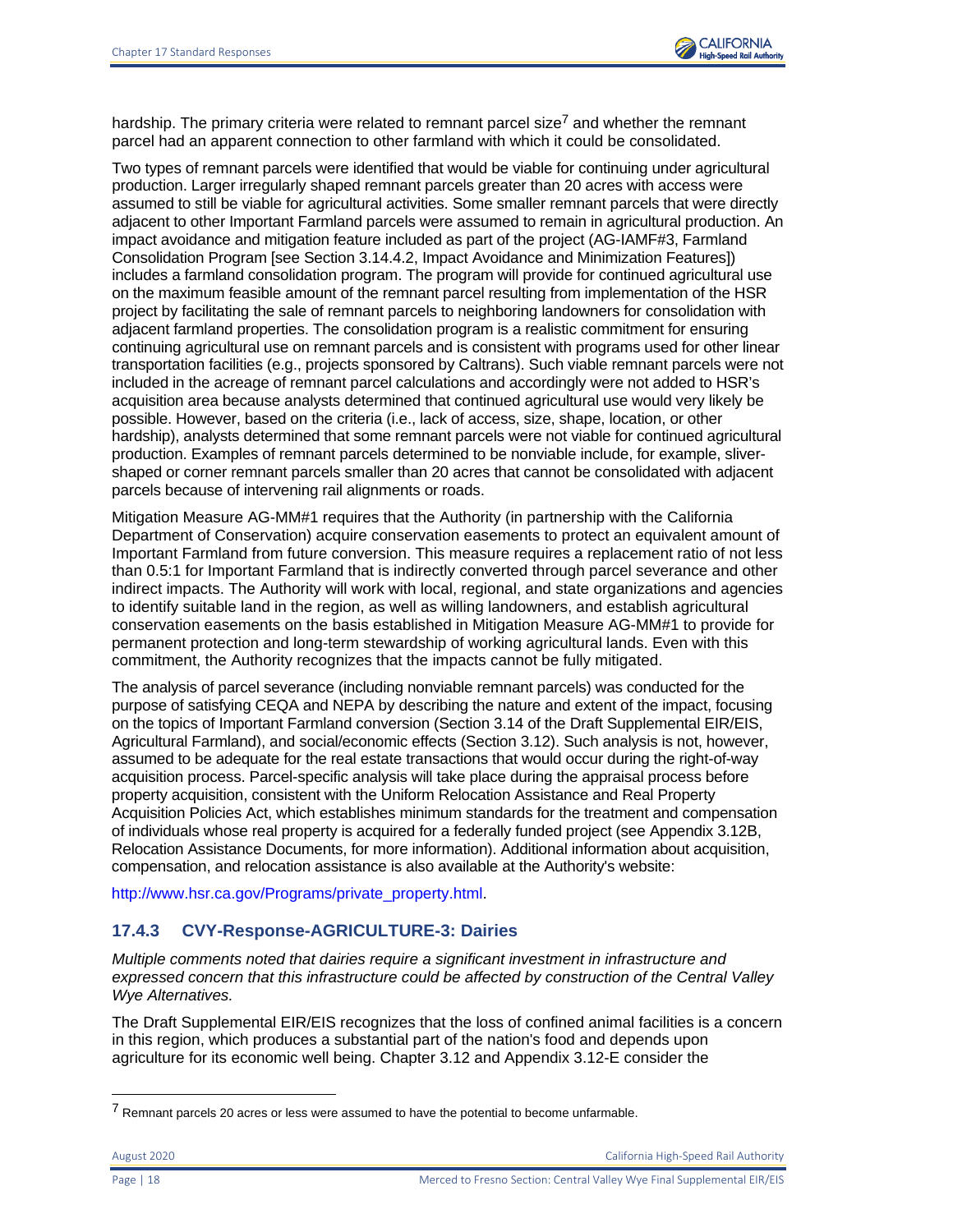hardship. The primary criteria were related to remnant parcel size[7] and whether the remnant parcel had an apparent connection to other farmland with which it could be consolidated.

Two types of remnant parcels were identified that would be viable for continuing under agricultural production. Larger irregularly shaped remnant parcels greater than 20 acres with access were assumed to still be viable for agricultural activities. Some smaller remnant parcels that were directly adjacent to other Important Farmland parcels were assumed to remain in agricultural production. An impact avoidance and mitigation feature included as part of the project (AG-IAMF#3, Farmland Consolidation Program [see Section 3.14.4.2, Impact Avoidance and Minimization Features]) includes a farmland consolidation program. The program will provide for continued agricultural use on the maximum feasible amount of the remnant parcel resulting from implementation of the HSR project by facilitating the sale of remnant parcels to neighboring landowners for consolidation with adjacent farmland properties. The consolidation program is a realistic commitment for ensuring continuing agricultural use on remnant parcels and is consistent with programs used for other linear transportation facilities (e.g., projects sponsored by Caltrans). Such viable remnant parcels were not included in the acreage of remnant parcel calculations and accordingly were not added to HSR's acquisition area because analysts determined that continued agricultural use would very likely be possible. However, based on the criteria (i.e., lack of access, size, shape, location, or other hardship), analysts determined that some remnant parcels were not viable for continued agricultural production. Examples of remnant parcels determined to be nonviable include, for example, sliver-shaped or corner remnant parcels smaller than 20 acres that cannot be consolidated with adjacent parcels because of intervening rail alignments or roads.

Mitigation Measure AG-MM#1 requires that the Authority (in partnership with the California Department of Conservation) acquire conservation easements to protect an equivalent amount of Important Farmland from future conversion. This measure requires a replacement ratio of not less than 0.5:1 for Important Farmland that is indirectly converted through parcel severance and other indirect impacts. The Authority will work with local, regional, and state organizations and agencies to identify suitable land in the region, as well as willing landowners, and establish agricultural conservation easements on the basis established in Mitigation Measure AG-MM#1 to provide for permanent protection and long-term stewardship of working agricultural lands. Even with this commitment, the Authority recognizes that the impacts cannot be fully mitigated.

The analysis of parcel severance (including nonviable remnant parcels) was conducted for the purpose of satisfying CEQA and NEPA by describing the nature and extent of the impact, focusing on the topics of Important Farmland conversion (Section 3.14 of the Draft Supplemental EIR/EIS, Agricultural Farmland), and social/economic effects (Section 3.12). Such analysis is not, however, assumed to be adequate for the real estate transactions that would occur during the right-of-way acquisition process. Parcel-specific analysis will take place during the appraisal process before property acquisition, consistent with the Uniform Relocation Assistance and Real Property Acquisition Policies Act, which establishes minimum standards for the treatment and compensation of individuals whose real property is acquired for a federally funded project (see Appendix 3.12B, Relocation Assistance Documents, for more information). Additional information about acquisition, compensation, and relocation assistance is also available at the Authority's website:

http://www.hsr.ca.gov/Programs/private_property.html.

### 17.4.3 CVY-Response-AGRICULTURE-3: Dairies

*Multiple comments noted that dairies require a significant investment in infrastructure and expressed concern that this infrastructure could be affected by construction of the Central Valley Wye Alternatives.*

The Draft Supplemental EIR/EIS recognizes that the loss of confined animal facilities is a concern in this region, which produces a substantial part of the nation's food and depends upon agriculture for its economic well being. Chapter 3.12 and Appendix 3.12-E consider the

[7] Remnant parcels 20 acres or less were assumed to have the potential to become unfarmable.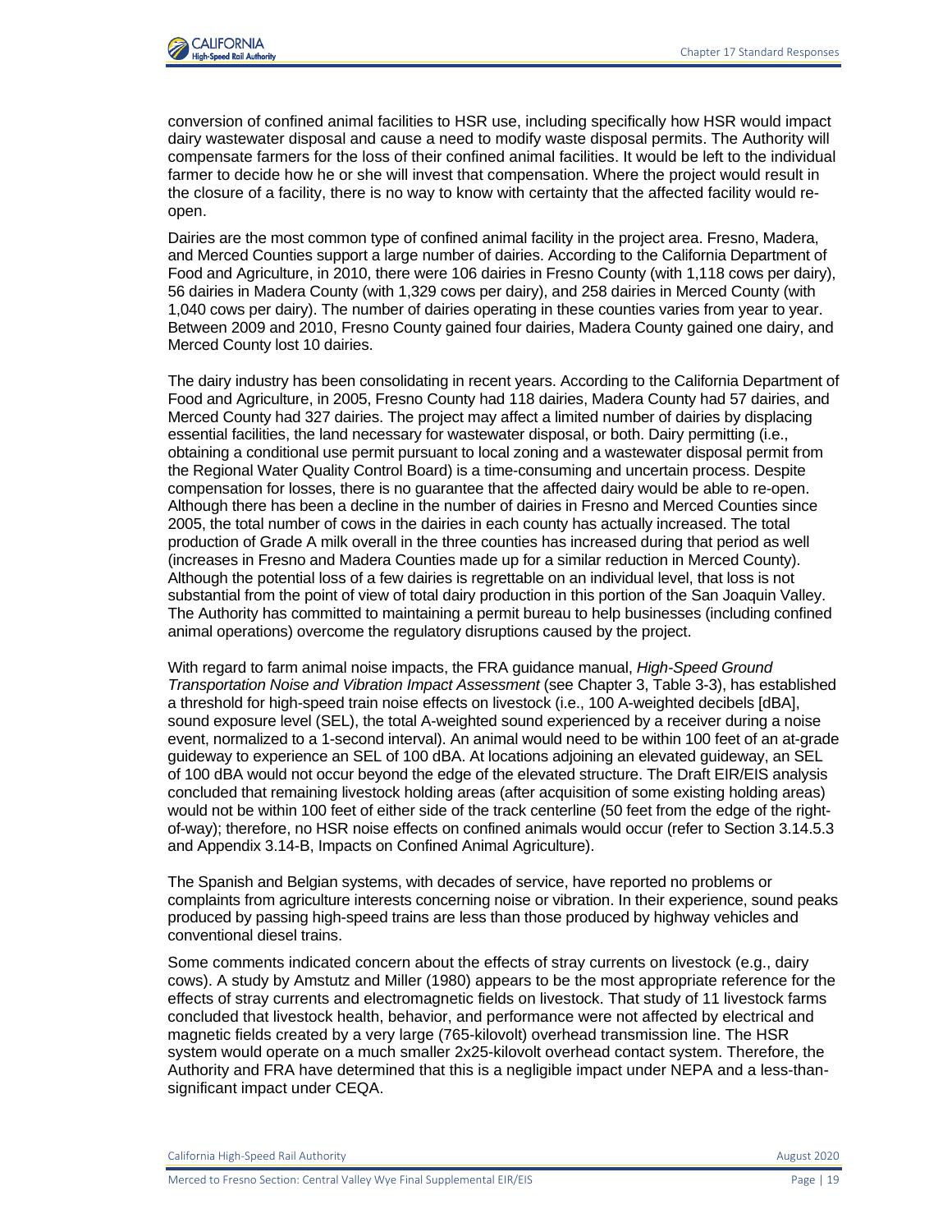conversion of confined animal facilities to HSR use, including specifically how HSR would impact dairy wastewater disposal and cause a need to modify waste disposal permits. The Authority will compensate farmers for the loss of their confined animal facilities. It would be left to the individual farmer to decide how he or she will invest that compensation. Where the project would result in the closure of a facility, there is no way to know with certainty that the affected facility would re-open.

Dairies are the most common type of confined animal facility in the project area. Fresno, Madera, and Merced Counties support a large number of dairies. According to the California Department of Food and Agriculture, in 2010, there were 106 dairies in Fresno County (with 1,118 cows per dairy), 56 dairies in Madera County (with 1,329 cows per dairy), and 258 dairies in Merced County (with 1,040 cows per dairy). The number of dairies operating in these counties varies from year to year. Between 2009 and 2010, Fresno County gained four dairies, Madera County gained one dairy, and Merced County lost 10 dairies.

The dairy industry has been consolidating in recent years. According to the California Department of Food and Agriculture, in 2005, Fresno County had 118 dairies, Madera County had 57 dairies, and Merced County had 327 dairies. The project may affect a limited number of dairies by displacing essential facilities, the land necessary for wastewater disposal, or both. Dairy permitting (i.e., obtaining a conditional use permit pursuant to local zoning and a wastewater disposal permit from the Regional Water Quality Control Board) is a time-consuming and uncertain process. Despite compensation for losses, there is no guarantee that the affected dairy would be able to re-open. Although there has been a decline in the number of dairies in Fresno and Merced Counties since 2005, the total number of cows in the dairies in each county has actually increased. The total production of Grade A milk overall in the three counties has increased during that period as well (increases in Fresno and Madera Counties made up for a similar reduction in Merced County). Although the potential loss of a few dairies is regrettable on an individual level, that loss is not substantial from the point of view of total dairy production in this portion of the San Joaquin Valley. The Authority has committed to maintaining a permit bureau to help businesses (including confined animal operations) overcome the regulatory disruptions caused by the project.

With regard to farm animal noise impacts, the FRA guidance manual, *High-Speed Ground Transportation Noise and Vibration Impact Assessment* (see Chapter 3, Table 3-3), has established a threshold for high-speed train noise effects on livestock (i.e., 100 A-weighted decibels [dBA], sound exposure level (SEL), the total A-weighted sound experienced by a receiver during a noise event, normalized to a 1-second interval). An animal would need to be within 100 feet of an at-grade guideway to experience an SEL of 100 dBA. At locations adjoining an elevated guideway, an SEL of 100 dBA would not occur beyond the edge of the elevated structure. The Draft EIR/EIS analysis concluded that remaining livestock holding areas (after acquisition of some existing holding areas) would not be within 100 feet of either side of the track centerline (50 feet from the edge of the right-of-way); therefore, no HSR noise effects on confined animals would occur (refer to Section 3.14.5.3 and Appendix 3.14-B, Impacts on Confined Animal Agriculture).

The Spanish and Belgian systems, with decades of service, have reported no problems or complaints from agriculture interests concerning noise or vibration. In their experience, sound peaks produced by passing high-speed trains are less than those produced by highway vehicles and conventional diesel trains.

Some comments indicated concern about the effects of stray currents on livestock (e.g., dairy cows). A study by Amstutz and Miller (1980) appears to be the most appropriate reference for the effects of stray currents and electromagnetic fields on livestock. That study of 11 livestock farms concluded that livestock health, behavior, and performance were not affected by electrical and magnetic fields created by a very large (765-kilovolt) overhead transmission line. The HSR system would operate on a much smaller 2x25-kilovolt overhead contact system. Therefore, the Authority and FRA have determined that this is a negligible impact under NEPA and a less-than-significant impact under CEQA.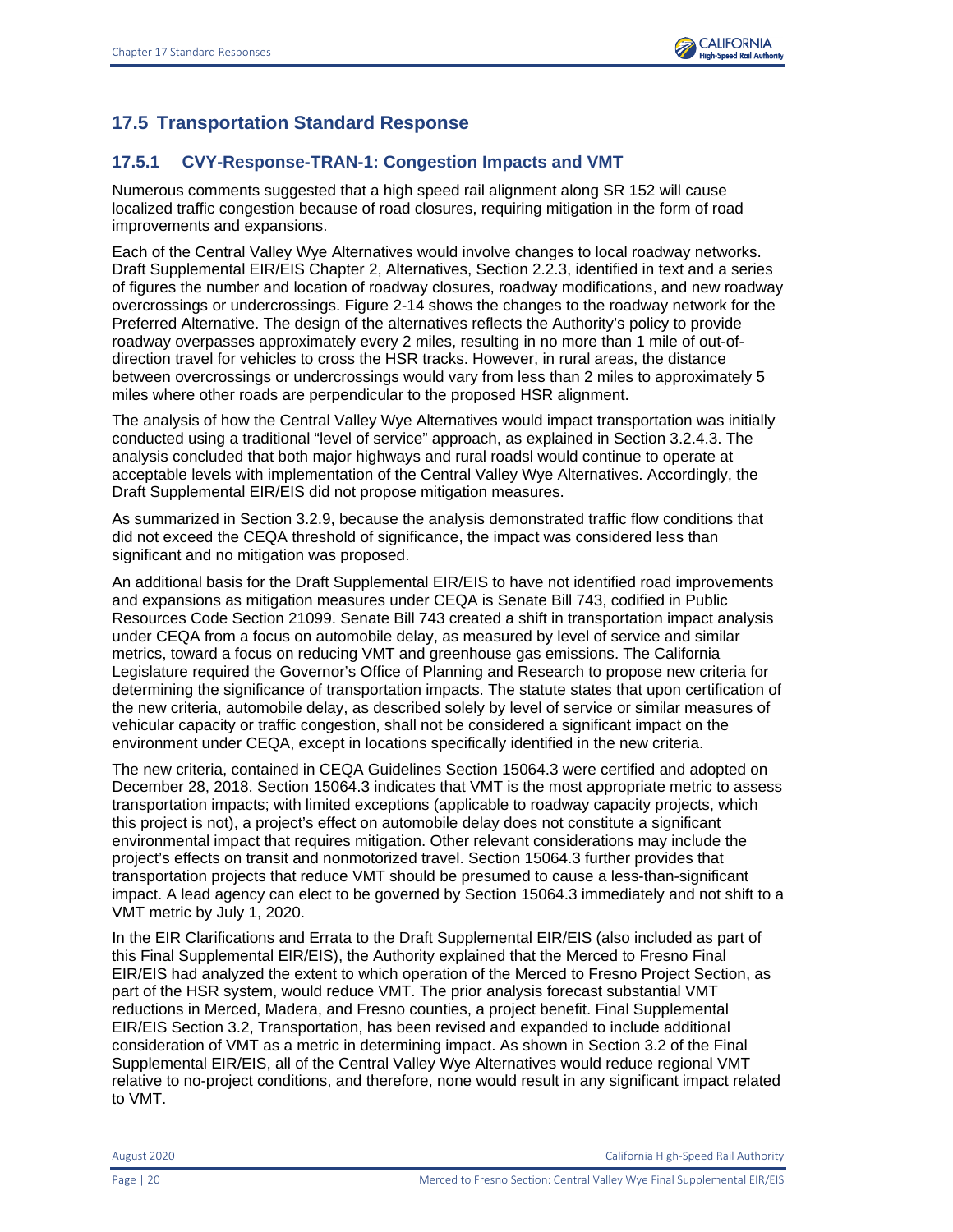## 17.5 Transportation Standard Response

### 17.5.1 CVY-Response-TRAN-1: Congestion Impacts and VMT

Numerous comments suggested that a high speed rail alignment along SR 152 will cause localized traffic congestion because of road closures, requiring mitigation in the form of road improvements and expansions.

Each of the Central Valley Wye Alternatives would involve changes to local roadway networks. Draft Supplemental EIR/EIS Chapter 2, Alternatives, Section 2.2.3, identified in text and a series of figures the number and location of roadway closures, roadway modifications, and new roadway overcrossings or undercrossings. Figure 2-14 shows the changes to the roadway network for the Preferred Alternative. The design of the alternatives reflects the Authority's policy to provide roadway overpasses approximately every 2 miles, resulting in no more than 1 mile of out-of-direction travel for vehicles to cross the HSR tracks. However, in rural areas, the distance between overcrossings or undercrossings would vary from less than 2 miles to approximately 5 miles where other roads are perpendicular to the proposed HSR alignment.

The analysis of how the Central Valley Wye Alternatives would impact transportation was initially conducted using a traditional "level of service" approach, as explained in Section 3.2.4.3. The analysis concluded that both major highways and rural roadsl would continue to operate at acceptable levels with implementation of the Central Valley Wye Alternatives. Accordingly, the Draft Supplemental EIR/EIS did not propose mitigation measures.

As summarized in Section 3.2.9, because the analysis demonstrated traffic flow conditions that did not exceed the CEQA threshold of significance, the impact was considered less than significant and no mitigation was proposed.

An additional basis for the Draft Supplemental EIR/EIS to have not identified road improvements and expansions as mitigation measures under CEQA is Senate Bill 743, codified in Public Resources Code Section 21099. Senate Bill 743 created a shift in transportation impact analysis under CEQA from a focus on automobile delay, as measured by level of service and similar metrics, toward a focus on reducing VMT and greenhouse gas emissions. The California Legislature required the Governor's Office of Planning and Research to propose new criteria for determining the significance of transportation impacts. The statute states that upon certification of the new criteria, automobile delay, as described solely by level of service or similar measures of vehicular capacity or traffic congestion, shall not be considered a significant impact on the environment under CEQA, except in locations specifically identified in the new criteria.

The new criteria, contained in CEQA Guidelines Section 15064.3 were certified and adopted on December 28, 2018. Section 15064.3 indicates that VMT is the most appropriate metric to assess transportation impacts; with limited exceptions (applicable to roadway capacity projects, which this project is not), a project's effect on automobile delay does not constitute a significant environmental impact that requires mitigation. Other relevant considerations may include the project's effects on transit and nonmotorized travel. Section 15064.3 further provides that transportation projects that reduce VMT should be presumed to cause a less-than-significant impact. A lead agency can elect to be governed by Section 15064.3 immediately and not shift to a VMT metric by July 1, 2020.

In the EIR Clarifications and Errata to the Draft Supplemental EIR/EIS (also included as part of this Final Supplemental EIR/EIS), the Authority explained that the Merced to Fresno Final EIR/EIS had analyzed the extent to which operation of the Merced to Fresno Project Section, as part of the HSR system, would reduce VMT. The prior analysis forecast substantial VMT reductions in Merced, Madera, and Fresno counties, a project benefit. Final Supplemental EIR/EIS Section 3.2, Transportation, has been revised and expanded to include additional consideration of VMT as a metric in determining impact. As shown in Section 3.2 of the Final Supplemental EIR/EIS, all of the Central Valley Wye Alternatives would reduce regional VMT relative to no-project conditions, and therefore, none would result in any significant impact related to VMT.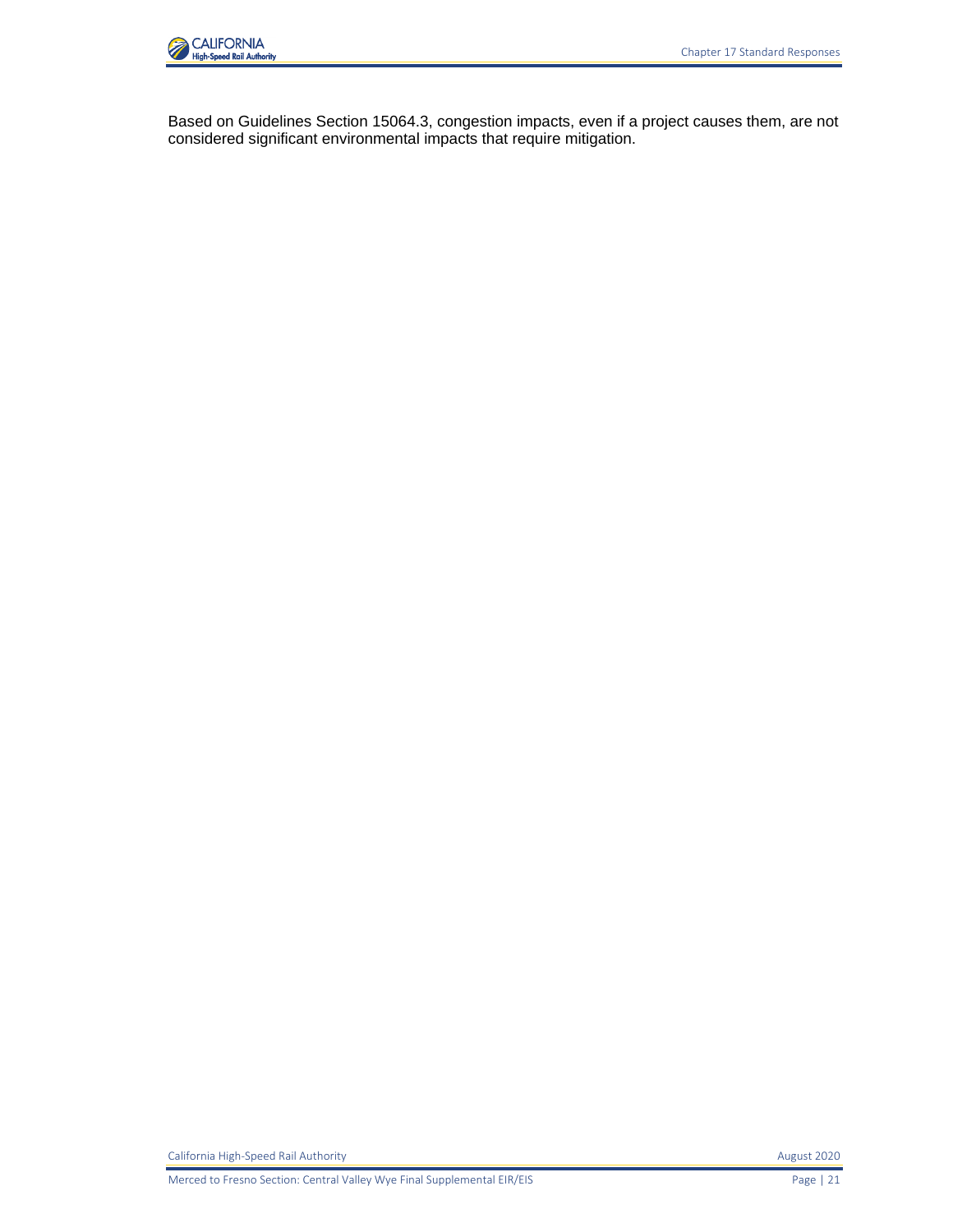Based on Guidelines Section 15064.3, congestion impacts, even if a project causes them, are not considered significant environmental impacts that require mitigation.